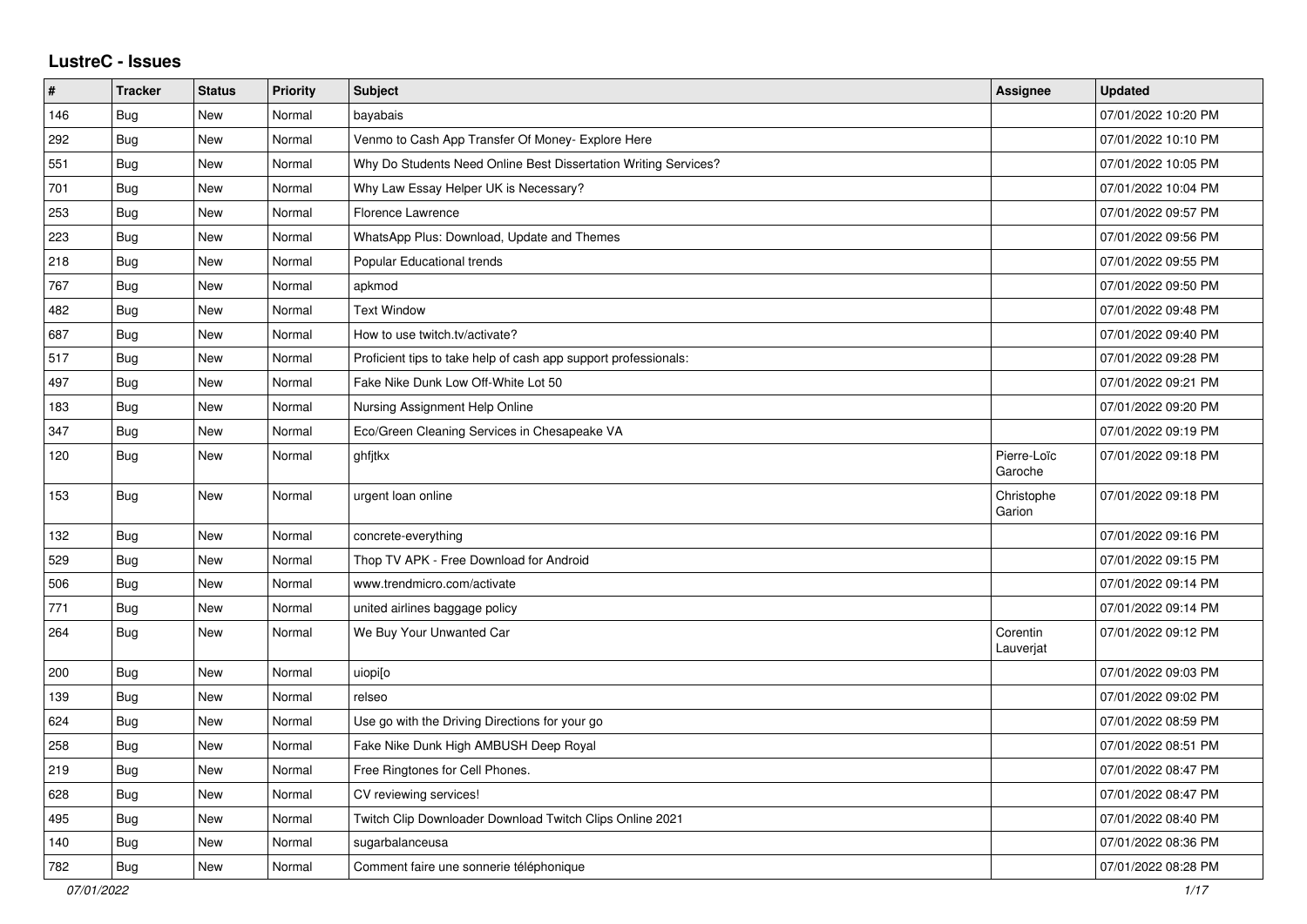## LustreC - Issues

| # | Tracker | Status | Priority | Subject | Assignee | Updated |
|---|---|---|---|---|---|---|
| 146 | Bug | New | Normal | bayabais | | 07/01/2022 10:20 PM |
| 292 | Bug | New | Normal | Venmo to Cash App Transfer Of Money- Explore Here | | 07/01/2022 10:10 PM |
| 551 | Bug | New | Normal | Why Do Students Need Online Best Dissertation Writing Services? | | 07/01/2022 10:05 PM |
| 701 | Bug | New | Normal | Why Law Essay Helper UK is Necessary? | | 07/01/2022 10:04 PM |
| 253 | Bug | New | Normal | Florence Lawrence | | 07/01/2022 09:57 PM |
| 223 | Bug | New | Normal | WhatsApp Plus: Download, Update and Themes | | 07/01/2022 09:56 PM |
| 218 | Bug | New | Normal | Popular Educational trends | | 07/01/2022 09:55 PM |
| 767 | Bug | New | Normal | apkmod | | 07/01/2022 09:50 PM |
| 482 | Bug | New | Normal | Text Window | | 07/01/2022 09:48 PM |
| 687 | Bug | New | Normal | How to use twitch.tv/activate? | | 07/01/2022 09:40 PM |
| 517 | Bug | New | Normal | Proficient tips to take help of cash app support professionals: | | 07/01/2022 09:28 PM |
| 497 | Bug | New | Normal | Fake Nike Dunk Low Off-White Lot 50 | | 07/01/2022 09:21 PM |
| 183 | Bug | New | Normal | Nursing Assignment Help Online | | 07/01/2022 09:20 PM |
| 347 | Bug | New | Normal | Eco/Green Cleaning Services in Chesapeake VA | | 07/01/2022 09:19 PM |
| 120 | Bug | New | Normal | ghfjtkx | Pierre-Loïc Garoche | 07/01/2022 09:18 PM |
| 153 | Bug | New | Normal | urgent loan online | Christophe Garion | 07/01/2022 09:18 PM |
| 132 | Bug | New | Normal | concrete-everything | | 07/01/2022 09:16 PM |
| 529 | Bug | New | Normal | Thop TV APK - Free Download for Android | | 07/01/2022 09:15 PM |
| 506 | Bug | New | Normal | www.trendmicro.com/activate | | 07/01/2022 09:14 PM |
| 771 | Bug | New | Normal | united airlines baggage policy | | 07/01/2022 09:14 PM |
| 264 | Bug | New | Normal | We Buy Your Unwanted Car | Corentin Lauverjat | 07/01/2022 09:12 PM |
| 200 | Bug | New | Normal | uiopi[o | | 07/01/2022 09:03 PM |
| 139 | Bug | New | Normal | relseo | | 07/01/2022 09:02 PM |
| 624 | Bug | New | Normal | Use go with the Driving Directions for your go | | 07/01/2022 08:59 PM |
| 258 | Bug | New | Normal | Fake Nike Dunk High AMBUSH Deep Royal | | 07/01/2022 08:51 PM |
| 219 | Bug | New | Normal | Free Ringtones for Cell Phones. | | 07/01/2022 08:47 PM |
| 628 | Bug | New | Normal | CV reviewing services! | | 07/01/2022 08:47 PM |
| 495 | Bug | New | Normal | Twitch Clip Downloader Download Twitch Clips Online 2021 | | 07/01/2022 08:40 PM |
| 140 | Bug | New | Normal | sugarbalanceusa | | 07/01/2022 08:36 PM |
| 782 | Bug | New | Normal | Comment faire une sonnerie téléphonique | | 07/01/2022 08:28 PM |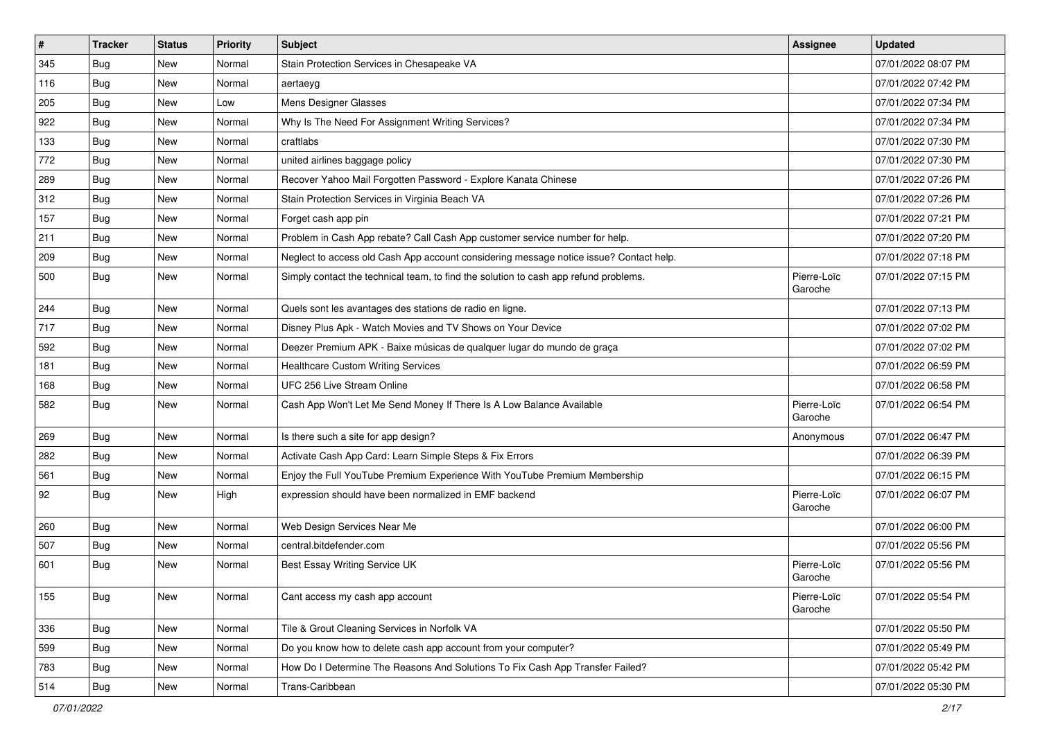| # | Tracker | Status | Priority | Subject | Assignee | Updated |
|---|---|---|---|---|---|---|
| 345 | Bug | New | Normal | Stain Protection Services in Chesapeake VA | | 07/01/2022 08:07 PM |
| 116 | Bug | New | Normal | aertaeyg | | 07/01/2022 07:42 PM |
| 205 | Bug | New | Low | Mens Designer Glasses | | 07/01/2022 07:34 PM |
| 922 | Bug | New | Normal | Why Is The Need For Assignment Writing Services? | | 07/01/2022 07:34 PM |
| 133 | Bug | New | Normal | craftlabs | | 07/01/2022 07:30 PM |
| 772 | Bug | New | Normal | united airlines baggage policy | | 07/01/2022 07:30 PM |
| 289 | Bug | New | Normal | Recover Yahoo Mail Forgotten Password - Explore Kanata Chinese | | 07/01/2022 07:26 PM |
| 312 | Bug | New | Normal | Stain Protection Services in Virginia Beach VA | | 07/01/2022 07:26 PM |
| 157 | Bug | New | Normal | Forget cash app pin | | 07/01/2022 07:21 PM |
| 211 | Bug | New | Normal | Problem in Cash App rebate? Call Cash App customer service number for help. | | 07/01/2022 07:20 PM |
| 209 | Bug | New | Normal | Neglect to access old Cash App account considering message notice issue? Contact help. | | 07/01/2022 07:18 PM |
| 500 | Bug | New | Normal | Simply contact the technical team, to find the solution to cash app refund problems. | Pierre-Loïc Garoche | 07/01/2022 07:15 PM |
| 244 | Bug | New | Normal | Quels sont les avantages des stations de radio en ligne. | | 07/01/2022 07:13 PM |
| 717 | Bug | New | Normal | Disney Plus Apk - Watch Movies and TV Shows on Your Device | | 07/01/2022 07:02 PM |
| 592 | Bug | New | Normal | Deezer Premium APK - Baixe músicas de qualquer lugar do mundo de graça | | 07/01/2022 07:02 PM |
| 181 | Bug | New | Normal | Healthcare Custom Writing Services | | 07/01/2022 06:59 PM |
| 168 | Bug | New | Normal | UFC 256 Live Stream Online | | 07/01/2022 06:58 PM |
| 582 | Bug | New | Normal | Cash App Won't Let Me Send Money If There Is A Low Balance Available | Pierre-Loïc Garoche | 07/01/2022 06:54 PM |
| 269 | Bug | New | Normal | Is there such a site for app design? | Anonymous | 07/01/2022 06:47 PM |
| 282 | Bug | New | Normal | Activate Cash App Card: Learn Simple Steps & Fix Errors | | 07/01/2022 06:39 PM |
| 561 | Bug | New | Normal | Enjoy the Full YouTube Premium Experience With YouTube Premium Membership | | 07/01/2022 06:15 PM |
| 92 | Bug | New | High | expression should have been normalized in EMF backend | Pierre-Loïc Garoche | 07/01/2022 06:07 PM |
| 260 | Bug | New | Normal | Web Design Services Near Me | | 07/01/2022 06:00 PM |
| 507 | Bug | New | Normal | central.bitdefender.com | | 07/01/2022 05:56 PM |
| 601 | Bug | New | Normal | Best Essay Writing Service UK | Pierre-Loïc Garoche | 07/01/2022 05:56 PM |
| 155 | Bug | New | Normal | Cant access my cash app account | Pierre-Loïc Garoche | 07/01/2022 05:54 PM |
| 336 | Bug | New | Normal | Tile & Grout Cleaning Services in Norfolk VA | | 07/01/2022 05:50 PM |
| 599 | Bug | New | Normal | Do you know how to delete cash app account from your computer? | | 07/01/2022 05:49 PM |
| 783 | Bug | New | Normal | How Do I Determine The Reasons And Solutions To Fix Cash App Transfer Failed? | | 07/01/2022 05:42 PM |
| 514 | Bug | New | Normal | Trans-Caribbean | | 07/01/2022 05:30 PM |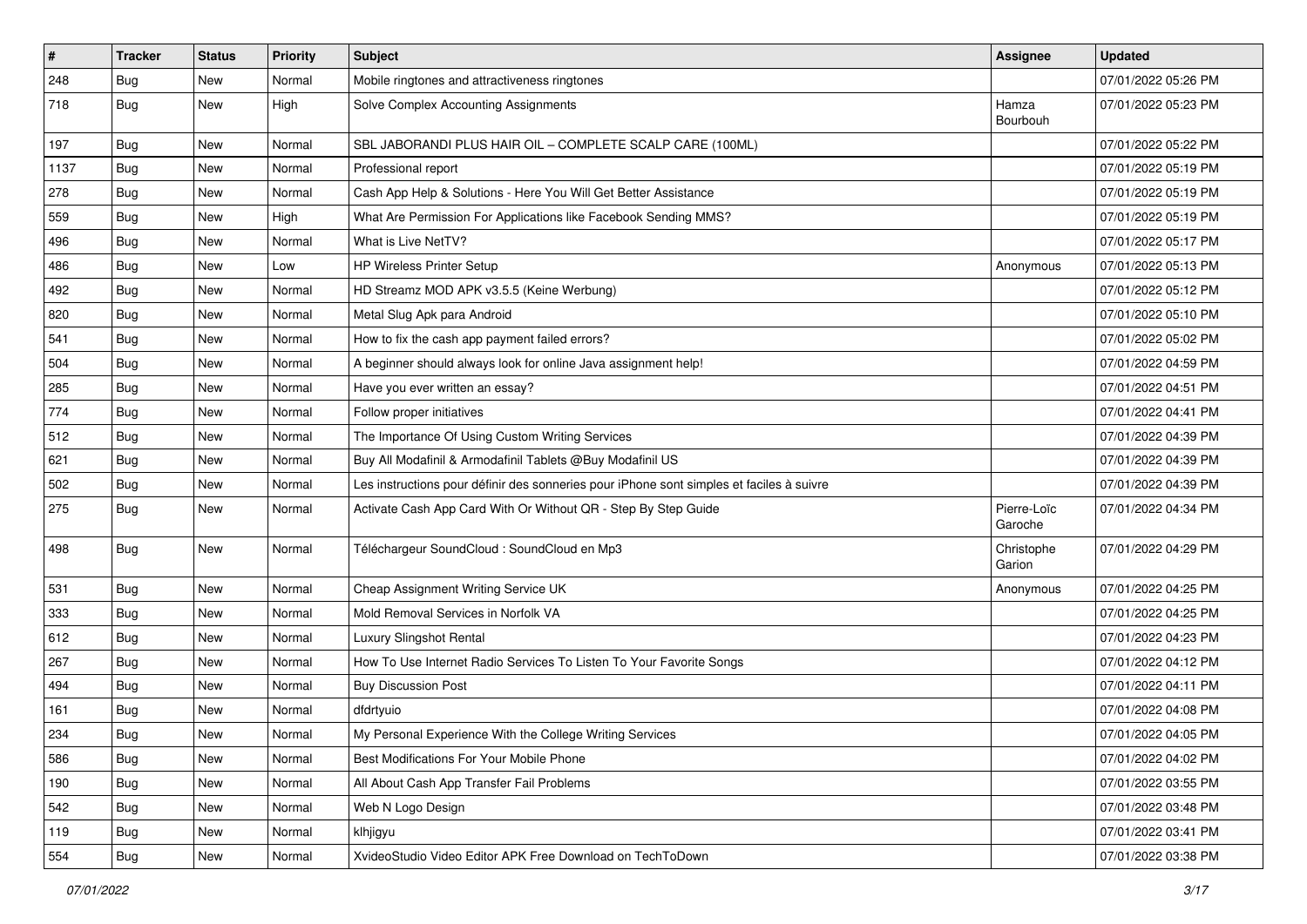| # | Tracker | Status | Priority | Subject | Assignee | Updated |
|---|---|---|---|---|---|---|
| 248 | Bug | New | Normal | Mobile ringtones and attractiveness ringtones | | 07/01/2022 05:26 PM |
| 718 | Bug | New | High | Solve Complex Accounting Assignments | Hamza Bourbouh | 07/01/2022 05:23 PM |
| 197 | Bug | New | Normal | SBL JABORANDI PLUS HAIR OIL – COMPLETE SCALP CARE (100ML) | | 07/01/2022 05:22 PM |
| 1137 | Bug | New | Normal | Professional report | | 07/01/2022 05:19 PM |
| 278 | Bug | New | Normal | Cash App Help & Solutions - Here You Will Get Better Assistance | | 07/01/2022 05:19 PM |
| 559 | Bug | New | High | What Are Permission For Applications like Facebook Sending MMS? | | 07/01/2022 05:19 PM |
| 496 | Bug | New | Normal | What is Live NetTV? | | 07/01/2022 05:17 PM |
| 486 | Bug | New | Low | HP Wireless Printer Setup | Anonymous | 07/01/2022 05:13 PM |
| 492 | Bug | New | Normal | HD Streamz MOD APK v3.5.5 (Keine Werbung) | | 07/01/2022 05:12 PM |
| 820 | Bug | New | Normal | Metal Slug Apk para Android | | 07/01/2022 05:10 PM |
| 541 | Bug | New | Normal | How to fix the cash app payment failed errors? | | 07/01/2022 05:02 PM |
| 504 | Bug | New | Normal | A beginner should always look for online Java assignment help! | | 07/01/2022 04:59 PM |
| 285 | Bug | New | Normal | Have you ever written an essay? | | 07/01/2022 04:51 PM |
| 774 | Bug | New | Normal | Follow proper initiatives | | 07/01/2022 04:41 PM |
| 512 | Bug | New | Normal | The Importance Of Using Custom Writing Services | | 07/01/2022 04:39 PM |
| 621 | Bug | New | Normal | Buy All Modafinil & Armodafinil Tablets @Buy Modafinil US | | 07/01/2022 04:39 PM |
| 502 | Bug | New | Normal | Les instructions pour définir des sonneries pour iPhone sont simples et faciles à suivre | | 07/01/2022 04:39 PM |
| 275 | Bug | New | Normal | Activate Cash App Card With Or Without QR - Step By Step Guide | Pierre-Loïc Garoche | 07/01/2022 04:34 PM |
| 498 | Bug | New | Normal | Téléchargeur SoundCloud : SoundCloud en Mp3 | Christophe Garion | 07/01/2022 04:29 PM |
| 531 | Bug | New | Normal | Cheap Assignment Writing Service UK | Anonymous | 07/01/2022 04:25 PM |
| 333 | Bug | New | Normal | Mold Removal Services in Norfolk VA | | 07/01/2022 04:25 PM |
| 612 | Bug | New | Normal | Luxury Slingshot Rental | | 07/01/2022 04:23 PM |
| 267 | Bug | New | Normal | How To Use Internet Radio Services To Listen To Your Favorite Songs | | 07/01/2022 04:12 PM |
| 494 | Bug | New | Normal | Buy Discussion Post | | 07/01/2022 04:11 PM |
| 161 | Bug | New | Normal | dfdrtyuio | | 07/01/2022 04:08 PM |
| 234 | Bug | New | Normal | My Personal Experience With the College Writing Services | | 07/01/2022 04:05 PM |
| 586 | Bug | New | Normal | Best Modifications For Your Mobile Phone | | 07/01/2022 04:02 PM |
| 190 | Bug | New | Normal | All About Cash App Transfer Fail Problems | | 07/01/2022 03:55 PM |
| 542 | Bug | New | Normal | Web N Logo Design | | 07/01/2022 03:48 PM |
| 119 | Bug | New | Normal | klhjigyu | | 07/01/2022 03:41 PM |
| 554 | Bug | New | Normal | XvideoStudio Video Editor APK Free Download on TechToDown | | 07/01/2022 03:38 PM |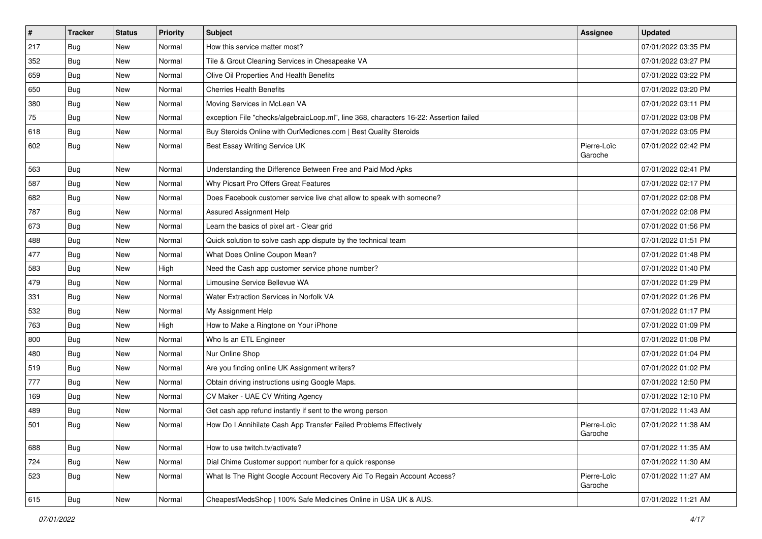| # | Tracker | Status | Priority | Subject | Assignee | Updated |
|---|---|---|---|---|---|---|
| 217 | Bug | New | Normal | How this service matter most? | | 07/01/2022 03:35 PM |
| 352 | Bug | New | Normal | Tile & Grout Cleaning Services in Chesapeake VA | | 07/01/2022 03:27 PM |
| 659 | Bug | New | Normal | Olive Oil Properties And Health Benefits | | 07/01/2022 03:22 PM |
| 650 | Bug | New | Normal | Cherries Health Benefits | | 07/01/2022 03:20 PM |
| 380 | Bug | New | Normal | Moving Services in McLean VA | | 07/01/2022 03:11 PM |
| 75 | Bug | New | Normal | exception File "checks/algebraicLoop.ml", line 368, characters 16-22: Assertion failed | | 07/01/2022 03:08 PM |
| 618 | Bug | New | Normal | Buy Steroids Online with OurMedicnes.com \| Best Quality Steroids | | 07/01/2022 03:05 PM |
| 602 | Bug | New | Normal | Best Essay Writing Service UK | Pierre-Loïc Garoche | 07/01/2022 02:42 PM |
| 563 | Bug | New | Normal | Understanding the Difference Between Free and Paid Mod Apks | | 07/01/2022 02:41 PM |
| 587 | Bug | New | Normal | Why Picsart Pro Offers Great Features | | 07/01/2022 02:17 PM |
| 682 | Bug | New | Normal | Does Facebook customer service live chat allow to speak with someone? | | 07/01/2022 02:08 PM |
| 787 | Bug | New | Normal | Assured Assignment Help | | 07/01/2022 02:08 PM |
| 673 | Bug | New | Normal | Learn the basics of pixel art - Clear grid | | 07/01/2022 01:56 PM |
| 488 | Bug | New | Normal | Quick solution to solve cash app dispute by the technical team | | 07/01/2022 01:51 PM |
| 477 | Bug | New | Normal | What Does Online Coupon Mean? | | 07/01/2022 01:48 PM |
| 583 | Bug | New | High | Need the Cash app customer service phone number? | | 07/01/2022 01:40 PM |
| 479 | Bug | New | Normal | Limousine Service Bellevue WA | | 07/01/2022 01:29 PM |
| 331 | Bug | New | Normal | Water Extraction Services in Norfolk VA | | 07/01/2022 01:26 PM |
| 532 | Bug | New | Normal | My Assignment Help | | 07/01/2022 01:17 PM |
| 763 | Bug | New | High | How to Make a Ringtone on Your iPhone | | 07/01/2022 01:09 PM |
| 800 | Bug | New | Normal | Who Is an ETL Engineer | | 07/01/2022 01:08 PM |
| 480 | Bug | New | Normal | Nur Online Shop | | 07/01/2022 01:04 PM |
| 519 | Bug | New | Normal | Are you finding online UK Assignment writers? | | 07/01/2022 01:02 PM |
| 777 | Bug | New | Normal | Obtain driving instructions using Google Maps. | | 07/01/2022 12:50 PM |
| 169 | Bug | New | Normal | CV Maker - UAE CV Writing Agency | | 07/01/2022 12:10 PM |
| 489 | Bug | New | Normal | Get cash app refund instantly if sent to the wrong person | | 07/01/2022 11:43 AM |
| 501 | Bug | New | Normal | How Do I Annihilate Cash App Transfer Failed Problems Effectively | Pierre-Loïc Garoche | 07/01/2022 11:38 AM |
| 688 | Bug | New | Normal | How to use twitch.tv/activate? | | 07/01/2022 11:35 AM |
| 724 | Bug | New | Normal | Dial Chime Customer support number for a quick response | | 07/01/2022 11:30 AM |
| 523 | Bug | New | Normal | What Is The Right Google Account Recovery Aid To Regain Account Access? | Pierre-Loïc Garoche | 07/01/2022 11:27 AM |
| 615 | Bug | New | Normal | CheapestMedsShop \| 100% Safe Medicines Online in USA UK & AUS. | | 07/01/2022 11:21 AM |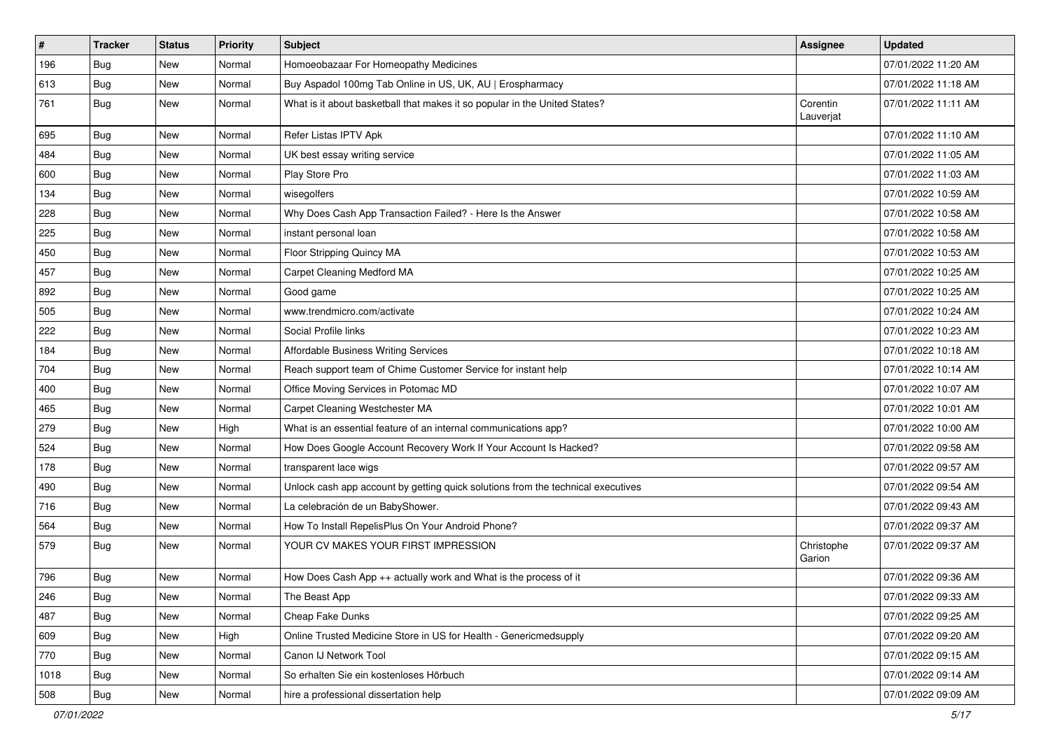| # | Tracker | Status | Priority | Subject | Assignee | Updated |
|---|---|---|---|---|---|---|
| 196 | Bug | New | Normal | Homoeobazaar For Homeopathy Medicines | | 07/01/2022 11:20 AM |
| 613 | Bug | New | Normal | Buy Aspadol 100mg Tab Online in US, UK, AU \| Erospharmacy | | 07/01/2022 11:18 AM |
| 761 | Bug | New | Normal | What is it about basketball that makes it so popular in the United States? | Corentin Lauverjat | 07/01/2022 11:11 AM |
| 695 | Bug | New | Normal | Refer Listas IPTV Apk | | 07/01/2022 11:10 AM |
| 484 | Bug | New | Normal | UK best essay writing service | | 07/01/2022 11:05 AM |
| 600 | Bug | New | Normal | Play Store Pro | | 07/01/2022 11:03 AM |
| 134 | Bug | New | Normal | wisegolfers | | 07/01/2022 10:59 AM |
| 228 | Bug | New | Normal | Why Does Cash App Transaction Failed? - Here Is the Answer | | 07/01/2022 10:58 AM |
| 225 | Bug | New | Normal | instant personal loan | | 07/01/2022 10:58 AM |
| 450 | Bug | New | Normal | Floor Stripping Quincy MA | | 07/01/2022 10:53 AM |
| 457 | Bug | New | Normal | Carpet Cleaning Medford MA | | 07/01/2022 10:25 AM |
| 892 | Bug | New | Normal | Good game | | 07/01/2022 10:25 AM |
| 505 | Bug | New | Normal | www.trendmicro.com/activate | | 07/01/2022 10:24 AM |
| 222 | Bug | New | Normal | Social Profile links | | 07/01/2022 10:23 AM |
| 184 | Bug | New | Normal | Affordable Business Writing Services | | 07/01/2022 10:18 AM |
| 704 | Bug | New | Normal | Reach support team of Chime Customer Service for instant help | | 07/01/2022 10:14 AM |
| 400 | Bug | New | Normal | Office Moving Services in Potomac MD | | 07/01/2022 10:07 AM |
| 465 | Bug | New | Normal | Carpet Cleaning Westchester MA | | 07/01/2022 10:01 AM |
| 279 | Bug | New | High | What is an essential feature of an internal communications app? | | 07/01/2022 10:00 AM |
| 524 | Bug | New | Normal | How Does Google Account Recovery Work If Your Account Is Hacked? | | 07/01/2022 09:58 AM |
| 178 | Bug | New | Normal | transparent lace wigs | | 07/01/2022 09:57 AM |
| 490 | Bug | New | Normal | Unlock cash app account by getting quick solutions from the technical executives | | 07/01/2022 09:54 AM |
| 716 | Bug | New | Normal | La celebración de un BabyShower. | | 07/01/2022 09:43 AM |
| 564 | Bug | New | Normal | How To Install RepelisPlus On Your Android Phone? | | 07/01/2022 09:37 AM |
| 579 | Bug | New | Normal | YOUR CV MAKES YOUR FIRST IMPRESSION | Christophe Garion | 07/01/2022 09:37 AM |
| 796 | Bug | New | Normal | How Does Cash App ++ actually work and What is the process of it | | 07/01/2022 09:36 AM |
| 246 | Bug | New | Normal | The Beast App | | 07/01/2022 09:33 AM |
| 487 | Bug | New | Normal | Cheap Fake Dunks | | 07/01/2022 09:25 AM |
| 609 | Bug | New | High | Online Trusted Medicine Store in US for Health - Genericmedsupply | | 07/01/2022 09:20 AM |
| 770 | Bug | New | Normal | Canon IJ Network Tool | | 07/01/2022 09:15 AM |
| 1018 | Bug | New | Normal | So erhalten Sie ein kostenloses Hörbuch | | 07/01/2022 09:14 AM |
| 508 | Bug | New | Normal | hire a professional dissertation help | | 07/01/2022 09:09 AM |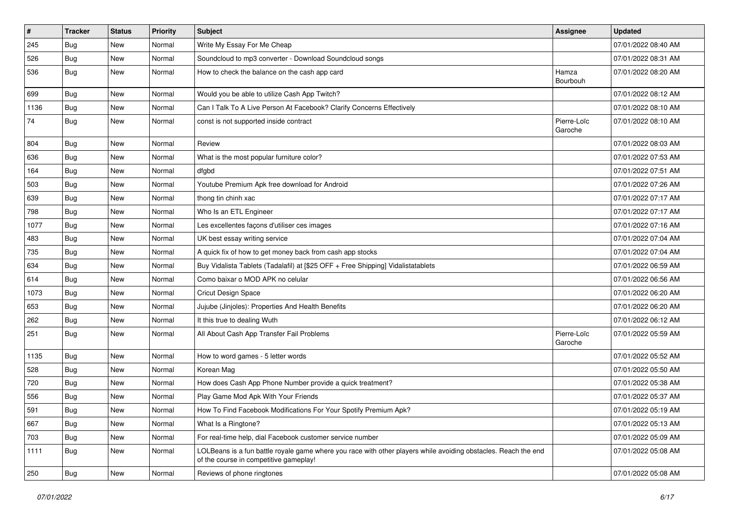| # | Tracker | Status | Priority | Subject | Assignee | Updated |
|---|---|---|---|---|---|---|
| 245 | Bug | New | Normal | Write My Essay For Me Cheap | | 07/01/2022 08:40 AM |
| 526 | Bug | New | Normal | Soundcloud to mp3 converter - Download Soundcloud songs | | 07/01/2022 08:31 AM |
| 536 | Bug | New | Normal | How to check the balance on the cash app card | Hamza Bourbouh | 07/01/2022 08:20 AM |
| 699 | Bug | New | Normal | Would you be able to utilize Cash App Twitch? | | 07/01/2022 08:12 AM |
| 1136 | Bug | New | Normal | Can I Talk To A Live Person At Facebook? Clarify Concerns Effectively | | 07/01/2022 08:10 AM |
| 74 | Bug | New | Normal | const is not supported inside contract | Pierre-Loïc Garoche | 07/01/2022 08:10 AM |
| 804 | Bug | New | Normal | Review | | 07/01/2022 08:03 AM |
| 636 | Bug | New | Normal | What is the most popular furniture color? | | 07/01/2022 07:53 AM |
| 164 | Bug | New | Normal | dfgbd | | 07/01/2022 07:51 AM |
| 503 | Bug | New | Normal | Youtube Premium Apk free download for Android | | 07/01/2022 07:26 AM |
| 639 | Bug | New | Normal | thong tin chinh xac | | 07/01/2022 07:17 AM |
| 798 | Bug | New | Normal | Who Is an ETL Engineer | | 07/01/2022 07:17 AM |
| 1077 | Bug | New | Normal | Les excellentes façons d'utiliser ces images | | 07/01/2022 07:16 AM |
| 483 | Bug | New | Normal | UK best essay writing service | | 07/01/2022 07:04 AM |
| 735 | Bug | New | Normal | A quick fix of how to get money back from cash app stocks | | 07/01/2022 07:04 AM |
| 634 | Bug | New | Normal | Buy Vidalista Tablets (Tadalafil) at [$25 OFF + Free Shipping] Vidalistatablets | | 07/01/2022 06:59 AM |
| 614 | Bug | New | Normal | Como baixar o MOD APK no celular | | 07/01/2022 06:56 AM |
| 1073 | Bug | New | Normal | Cricut Design Space | | 07/01/2022 06:20 AM |
| 653 | Bug | New | Normal | Jujube (Jinjoles): Properties And Health Benefits | | 07/01/2022 06:20 AM |
| 262 | Bug | New | Normal | It this true to dealing Wuth | | 07/01/2022 06:12 AM |
| 251 | Bug | New | Normal | All About Cash App Transfer Fail Problems | Pierre-Loïc Garoche | 07/01/2022 05:59 AM |
| 1135 | Bug | New | Normal | How to word games - 5 letter words | | 07/01/2022 05:52 AM |
| 528 | Bug | New | Normal | Korean Mag | | 07/01/2022 05:50 AM |
| 720 | Bug | New | Normal | How does Cash App Phone Number provide a quick treatment? | | 07/01/2022 05:38 AM |
| 556 | Bug | New | Normal | Play Game Mod Apk With Your Friends | | 07/01/2022 05:37 AM |
| 591 | Bug | New | Normal | How To Find Facebook Modifications For Your Spotify Premium Apk? | | 07/01/2022 05:19 AM |
| 667 | Bug | New | Normal | What Is a Ringtone? | | 07/01/2022 05:13 AM |
| 703 | Bug | New | Normal | For real-time help, dial Facebook customer service number | | 07/01/2022 05:09 AM |
| 1111 | Bug | New | Normal | LOLBeans is a fun battle royale game where you race with other players while avoiding obstacles. Reach the end of the course in competitive gameplay! | | 07/01/2022 05:08 AM |
| 250 | Bug | New | Normal | Reviews of phone ringtones | | 07/01/2022 05:08 AM |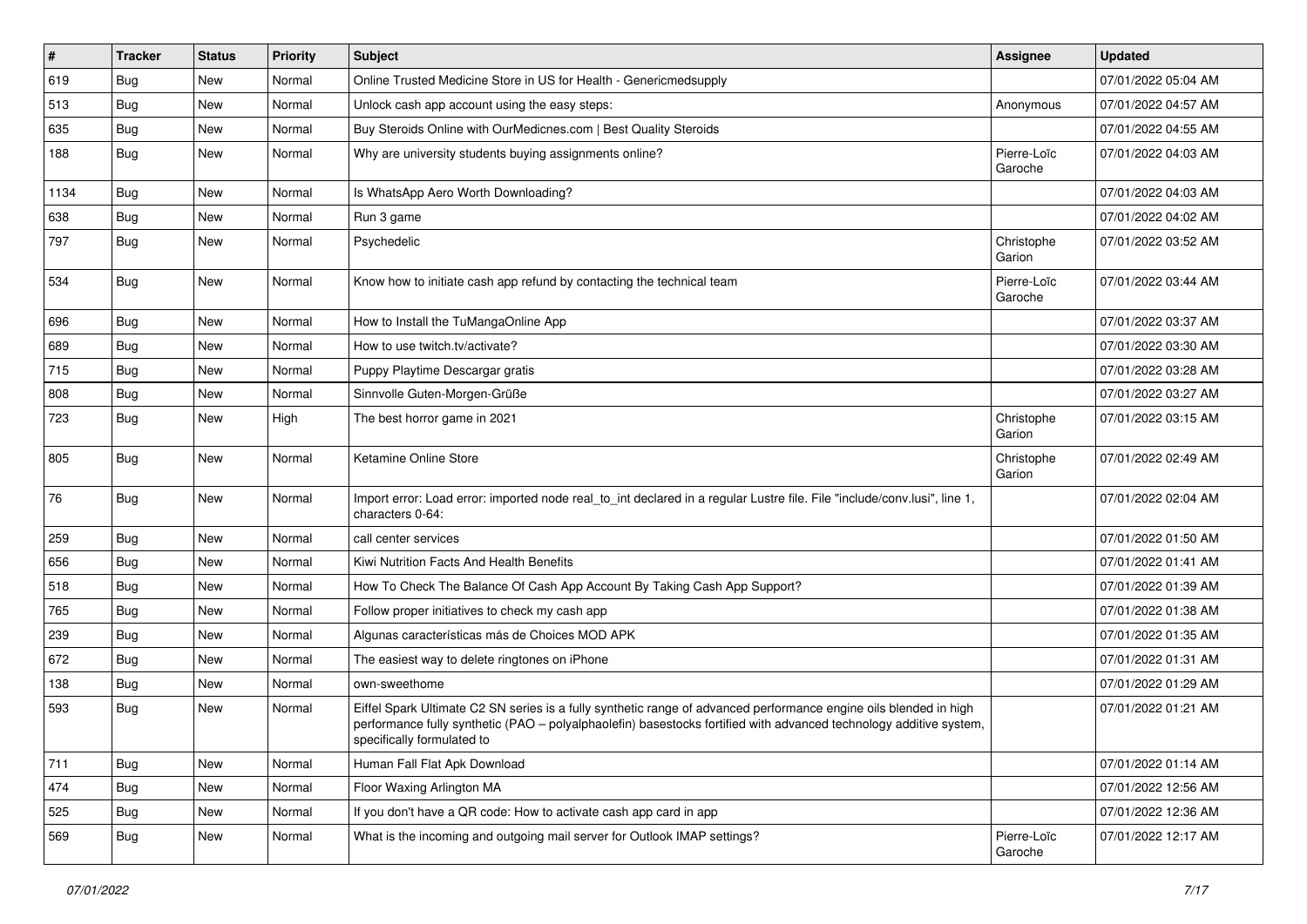| # | Tracker | Status | Priority | Subject | Assignee | Updated |
|---|---|---|---|---|---|---|
| 619 | Bug | New | Normal | Online Trusted Medicine Store in US for Health - Genericmedsupply | | 07/01/2022 05:04 AM |
| 513 | Bug | New | Normal | Unlock cash app account using the easy steps: | Anonymous | 07/01/2022 04:57 AM |
| 635 | Bug | New | Normal | Buy Steroids Online with OurMedicnes.com \| Best Quality Steroids | | 07/01/2022 04:55 AM |
| 188 | Bug | New | Normal | Why are university students buying assignments online? | Pierre-Loïc Garoche | 07/01/2022 04:03 AM |
| 1134 | Bug | New | Normal | Is WhatsApp Aero Worth Downloading? | | 07/01/2022 04:03 AM |
| 638 | Bug | New | Normal | Run 3 game | | 07/01/2022 04:02 AM |
| 797 | Bug | New | Normal | Psychedelic | Christophe Garion | 07/01/2022 03:52 AM |
| 534 | Bug | New | Normal | Know how to initiate cash app refund by contacting the technical team | Pierre-Loïc Garoche | 07/01/2022 03:44 AM |
| 696 | Bug | New | Normal | How to Install the TuMangaOnline App | | 07/01/2022 03:37 AM |
| 689 | Bug | New | Normal | How to use twitch.tv/activate? | | 07/01/2022 03:30 AM |
| 715 | Bug | New | Normal | Puppy Playtime Descargar gratis | | 07/01/2022 03:28 AM |
| 808 | Bug | New | Normal | Sinnvolle Guten-Morgen-Grüße | | 07/01/2022 03:27 AM |
| 723 | Bug | New | High | The best horror game in 2021 | Christophe Garion | 07/01/2022 03:15 AM |
| 805 | Bug | New | Normal | Ketamine Online Store | Christophe Garion | 07/01/2022 02:49 AM |
| 76 | Bug | New | Normal | Import error: Load error: imported node real_to_int declared in a regular Lustre file. File "include/conv.lusi", line 1, characters 0-64: | | 07/01/2022 02:04 AM |
| 259 | Bug | New | Normal | call center services | | 07/01/2022 01:50 AM |
| 656 | Bug | New | Normal | Kiwi Nutrition Facts And Health Benefits | | 07/01/2022 01:41 AM |
| 518 | Bug | New | Normal | How To Check The Balance Of Cash App Account By Taking Cash App Support? | | 07/01/2022 01:39 AM |
| 765 | Bug | New | Normal | Follow proper initiatives to check my cash app | | 07/01/2022 01:38 AM |
| 239 | Bug | New | Normal | Algunas características más de Choices MOD APK | | 07/01/2022 01:35 AM |
| 672 | Bug | New | Normal | The easiest way to delete ringtones on iPhone | | 07/01/2022 01:31 AM |
| 138 | Bug | New | Normal | own-sweethome | | 07/01/2022 01:29 AM |
| 593 | Bug | New | Normal | Eiffel Spark Ultimate C2 SN series is a fully synthetic range of advanced performance engine oils blended in high performance fully synthetic (PAO – polyalphaolefin) basestocks fortified with advanced technology additive system, specifically formulated to | | 07/01/2022 01:21 AM |
| 711 | Bug | New | Normal | Human Fall Flat Apk Download | | 07/01/2022 01:14 AM |
| 474 | Bug | New | Normal | Floor Waxing Arlington MA | | 07/01/2022 12:56 AM |
| 525 | Bug | New | Normal | If you don't have a QR code: How to activate cash app card in app | | 07/01/2022 12:36 AM |
| 569 | Bug | New | Normal | What is the incoming and outgoing mail server for Outlook IMAP settings? | Pierre-Loïc Garoche | 07/01/2022 12:17 AM |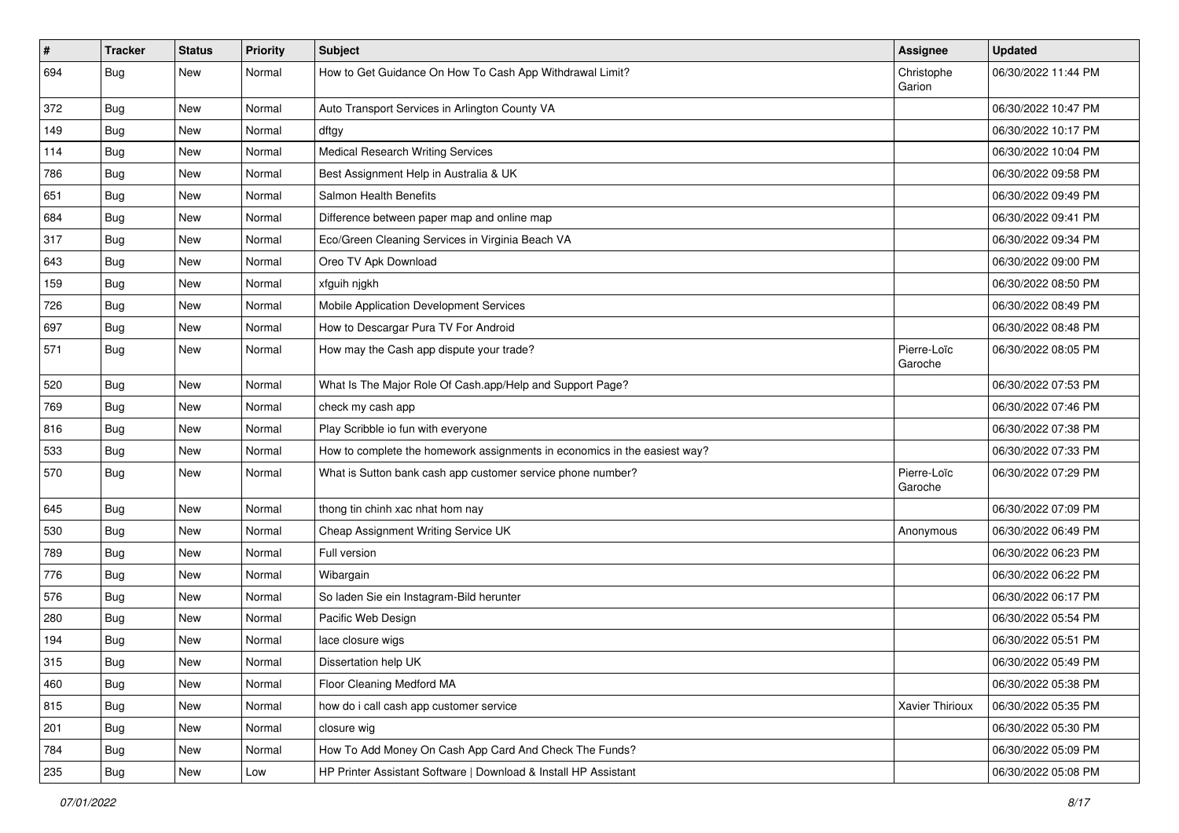| # | Tracker | Status | Priority | Subject | Assignee | Updated |
|---|---|---|---|---|---|---|
| 694 | Bug | New | Normal | How to Get Guidance On How To Cash App Withdrawal Limit? | Christophe Garion | 06/30/2022 11:44 PM |
| 372 | Bug | New | Normal | Auto Transport Services in Arlington County VA | | 06/30/2022 10:47 PM |
| 149 | Bug | New | Normal | dftgy | | 06/30/2022 10:17 PM |
| 114 | Bug | New | Normal | Medical Research Writing Services | | 06/30/2022 10:04 PM |
| 786 | Bug | New | Normal | Best Assignment Help in Australia & UK | | 06/30/2022 09:58 PM |
| 651 | Bug | New | Normal | Salmon Health Benefits | | 06/30/2022 09:49 PM |
| 684 | Bug | New | Normal | Difference between paper map and online map | | 06/30/2022 09:41 PM |
| 317 | Bug | New | Normal | Eco/Green Cleaning Services in Virginia Beach VA | | 06/30/2022 09:34 PM |
| 643 | Bug | New | Normal | Oreo TV Apk Download | | 06/30/2022 09:00 PM |
| 159 | Bug | New | Normal | xfguih njgkh | | 06/30/2022 08:50 PM |
| 726 | Bug | New | Normal | Mobile Application Development Services | | 06/30/2022 08:49 PM |
| 697 | Bug | New | Normal | How to Descargar Pura TV For Android | | 06/30/2022 08:48 PM |
| 571 | Bug | New | Normal | How may the Cash app dispute your trade? | Pierre-Loïc Garoche | 06/30/2022 08:05 PM |
| 520 | Bug | New | Normal | What Is The Major Role Of Cash.app/Help and Support Page? | | 06/30/2022 07:53 PM |
| 769 | Bug | New | Normal | check my cash app | | 06/30/2022 07:46 PM |
| 816 | Bug | New | Normal | Play Scribble io fun with everyone | | 06/30/2022 07:38 PM |
| 533 | Bug | New | Normal | How to complete the homework assignments in economics in the easiest way? | | 06/30/2022 07:33 PM |
| 570 | Bug | New | Normal | What is Sutton bank cash app customer service phone number? | Pierre-Loïc Garoche | 06/30/2022 07:29 PM |
| 645 | Bug | New | Normal | thong tin chinh xac nhat hom nay | | 06/30/2022 07:09 PM |
| 530 | Bug | New | Normal | Cheap Assignment Writing Service UK | Anonymous | 06/30/2022 06:49 PM |
| 789 | Bug | New | Normal | Full version | | 06/30/2022 06:23 PM |
| 776 | Bug | New | Normal | Wibargain | | 06/30/2022 06:22 PM |
| 576 | Bug | New | Normal | So laden Sie ein Instagram-Bild herunter | | 06/30/2022 06:17 PM |
| 280 | Bug | New | Normal | Pacific Web Design | | 06/30/2022 05:54 PM |
| 194 | Bug | New | Normal | lace closure wigs | | 06/30/2022 05:51 PM |
| 315 | Bug | New | Normal | Dissertation help UK | | 06/30/2022 05:49 PM |
| 460 | Bug | New | Normal | Floor Cleaning Medford MA | | 06/30/2022 05:38 PM |
| 815 | Bug | New | Normal | how do i call cash app customer service | Xavier Thirioux | 06/30/2022 05:35 PM |
| 201 | Bug | New | Normal | closure wig | | 06/30/2022 05:30 PM |
| 784 | Bug | New | Normal | How To Add Money On Cash App Card And Check The Funds? | | 06/30/2022 05:09 PM |
| 235 | Bug | New | Low | HP Printer Assistant Software \| Download & Install HP Assistant | | 06/30/2022 05:08 PM |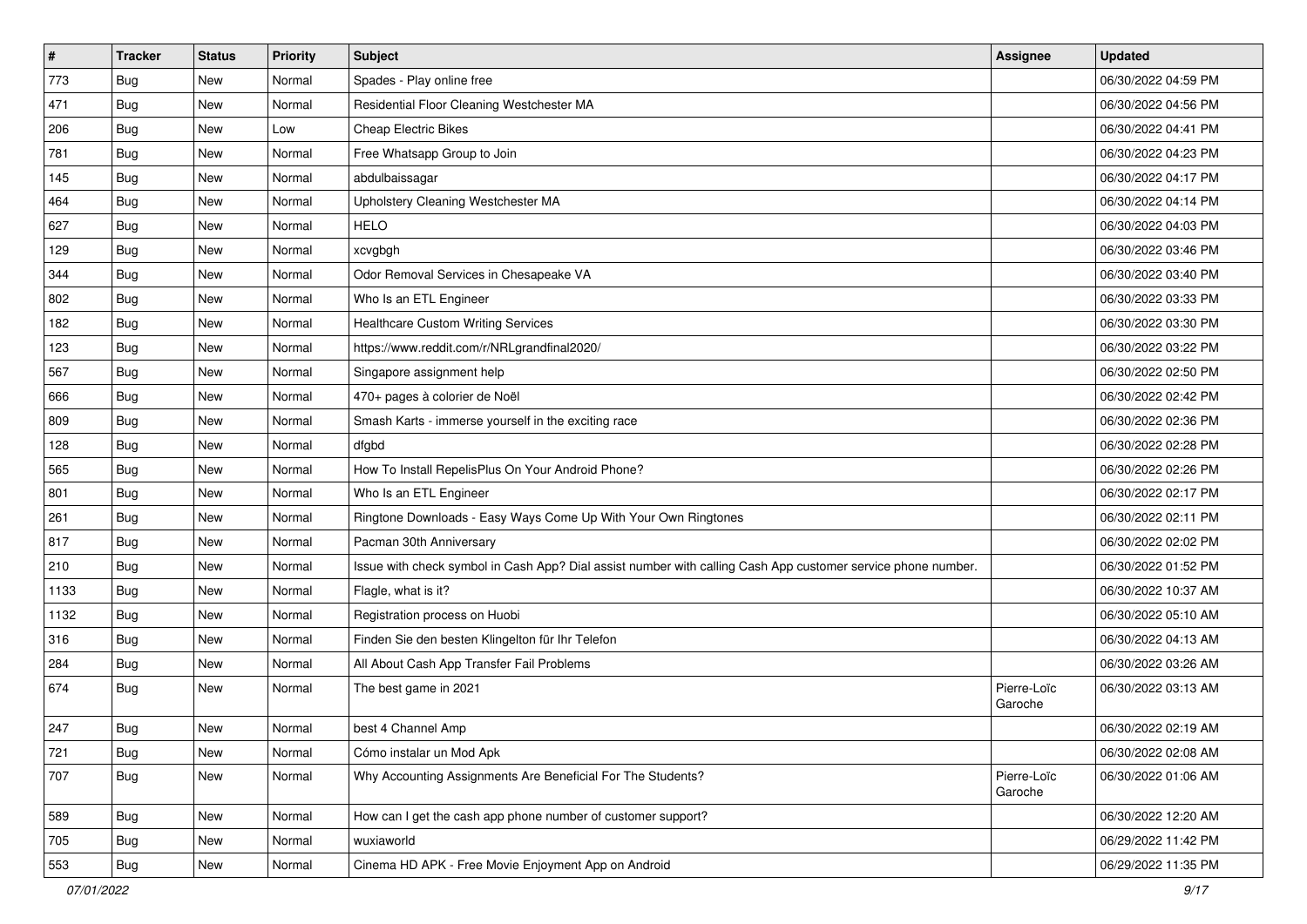| # | Tracker | Status | Priority | Subject | Assignee | Updated |
|---|---|---|---|---|---|---|
| 773 | Bug | New | Normal | Spades - Play online free | | 06/30/2022 04:59 PM |
| 471 | Bug | New | Normal | Residential Floor Cleaning Westchester MA | | 06/30/2022 04:56 PM |
| 206 | Bug | New | Low | Cheap Electric Bikes | | 06/30/2022 04:41 PM |
| 781 | Bug | New | Normal | Free Whatsapp Group to Join | | 06/30/2022 04:23 PM |
| 145 | Bug | New | Normal | abdulbaissagar | | 06/30/2022 04:17 PM |
| 464 | Bug | New | Normal | Upholstery Cleaning Westchester MA | | 06/30/2022 04:14 PM |
| 627 | Bug | New | Normal | HELO | | 06/30/2022 04:03 PM |
| 129 | Bug | New | Normal | xcvgbgh | | 06/30/2022 03:46 PM |
| 344 | Bug | New | Normal | Odor Removal Services in Chesapeake VA | | 06/30/2022 03:40 PM |
| 802 | Bug | New | Normal | Who Is an ETL Engineer | | 06/30/2022 03:33 PM |
| 182 | Bug | New | Normal | Healthcare Custom Writing Services | | 06/30/2022 03:30 PM |
| 123 | Bug | New | Normal | https://www.reddit.com/r/NRLgrandfinal2020/ | | 06/30/2022 03:22 PM |
| 567 | Bug | New | Normal | Singapore assignment help | | 06/30/2022 02:50 PM |
| 666 | Bug | New | Normal | 470+ pages à colorier de Noël | | 06/30/2022 02:42 PM |
| 809 | Bug | New | Normal | Smash Karts - immerse yourself in the exciting race | | 06/30/2022 02:36 PM |
| 128 | Bug | New | Normal | dfgbd | | 06/30/2022 02:28 PM |
| 565 | Bug | New | Normal | How To Install RepelisPlus On Your Android Phone? | | 06/30/2022 02:26 PM |
| 801 | Bug | New | Normal | Who Is an ETL Engineer | | 06/30/2022 02:17 PM |
| 261 | Bug | New | Normal | Ringtone Downloads - Easy Ways Come Up With Your Own Ringtones | | 06/30/2022 02:11 PM |
| 817 | Bug | New | Normal | Pacman 30th Anniversary | | 06/30/2022 02:02 PM |
| 210 | Bug | New | Normal | Issue with check symbol in Cash App? Dial assist number with calling Cash App customer service phone number. | | 06/30/2022 01:52 PM |
| 1133 | Bug | New | Normal | Flagle, what is it? | | 06/30/2022 10:37 AM |
| 1132 | Bug | New | Normal | Registration process on Huobi | | 06/30/2022 05:10 AM |
| 316 | Bug | New | Normal | Finden Sie den besten Klingelton für Ihr Telefon | | 06/30/2022 04:13 AM |
| 284 | Bug | New | Normal | All About Cash App Transfer Fail Problems | | 06/30/2022 03:26 AM |
| 674 | Bug | New | Normal | The best game in 2021 | Pierre-Loïc Garoche | 06/30/2022 03:13 AM |
| 247 | Bug | New | Normal | best 4 Channel Amp | | 06/30/2022 02:19 AM |
| 721 | Bug | New | Normal | Cómo instalar un Mod Apk | | 06/30/2022 02:08 AM |
| 707 | Bug | New | Normal | Why Accounting Assignments Are Beneficial For The Students? | Pierre-Loïc Garoche | 06/30/2022 01:06 AM |
| 589 | Bug | New | Normal | How can I get the cash app phone number of customer support? | | 06/30/2022 12:20 AM |
| 705 | Bug | New | Normal | wuxiaworld | | 06/29/2022 11:42 PM |
| 553 | Bug | New | Normal | Cinema HD APK - Free Movie Enjoyment App on Android | | 06/29/2022 11:35 PM |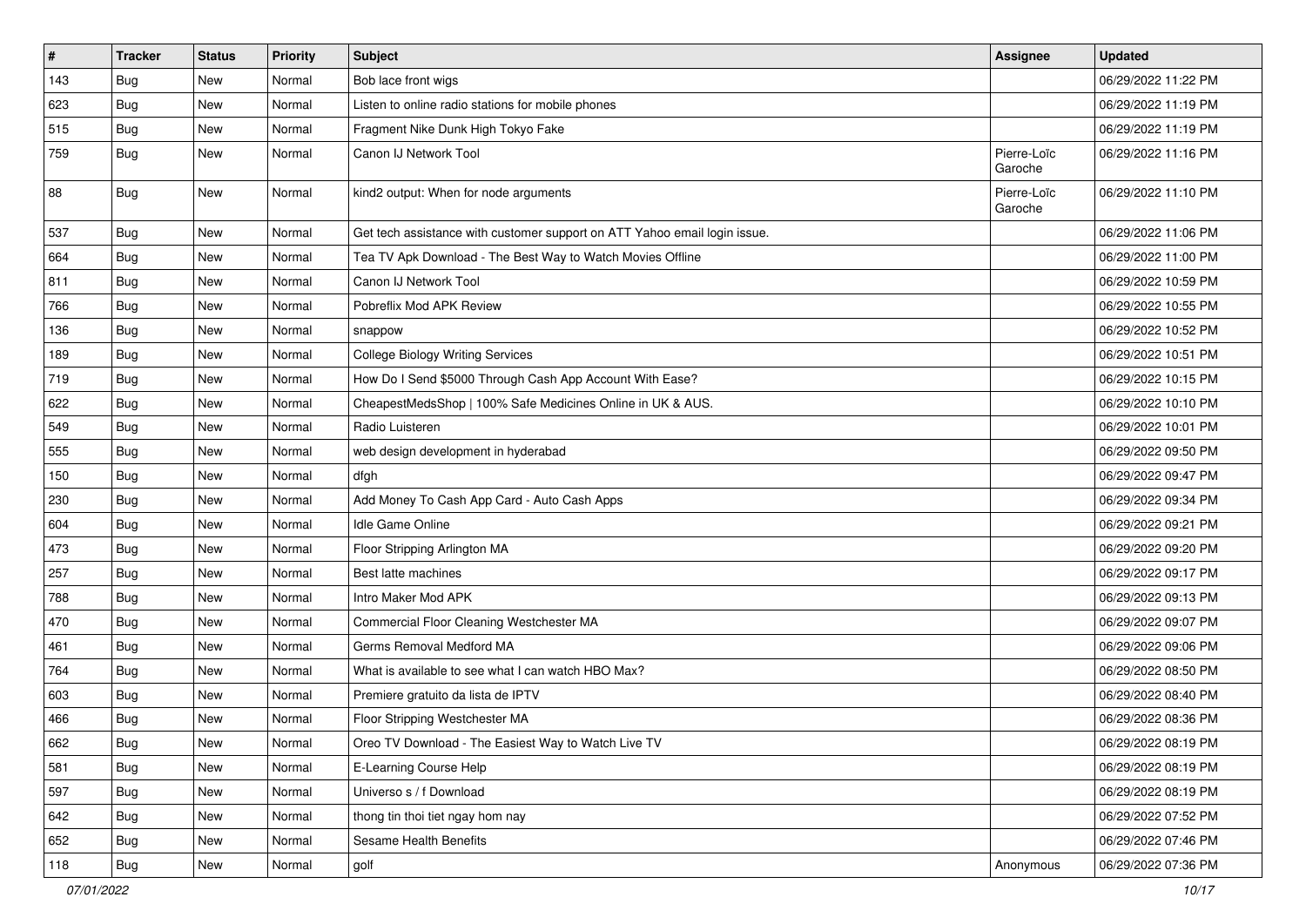| # | Tracker | Status | Priority | Subject | Assignee | Updated |
|---|---|---|---|---|---|---|
| 143 | Bug | New | Normal | Bob lace front wigs | | 06/29/2022 11:22 PM |
| 623 | Bug | New | Normal | Listen to online radio stations for mobile phones | | 06/29/2022 11:19 PM |
| 515 | Bug | New | Normal | Fragment Nike Dunk High Tokyo Fake | | 06/29/2022 11:19 PM |
| 759 | Bug | New | Normal | Canon IJ Network Tool | Pierre-Loïc Garoche | 06/29/2022 11:16 PM |
| 88 | Bug | New | Normal | kind2 output: When for node arguments | Pierre-Loïc Garoche | 06/29/2022 11:10 PM |
| 537 | Bug | New | Normal | Get tech assistance with customer support on ATT Yahoo email login issue. | | 06/29/2022 11:06 PM |
| 664 | Bug | New | Normal | Tea TV Apk Download - The Best Way to Watch Movies Offline | | 06/29/2022 11:00 PM |
| 811 | Bug | New | Normal | Canon IJ Network Tool | | 06/29/2022 10:59 PM |
| 766 | Bug | New | Normal | Pobreflix Mod APK Review | | 06/29/2022 10:55 PM |
| 136 | Bug | New | Normal | snappow | | 06/29/2022 10:52 PM |
| 189 | Bug | New | Normal | College Biology Writing Services | | 06/29/2022 10:51 PM |
| 719 | Bug | New | Normal | How Do I Send $5000 Through Cash App Account With Ease? | | 06/29/2022 10:15 PM |
| 622 | Bug | New | Normal | CheapestMedsShop \| 100% Safe Medicines Online in UK & AUS. | | 06/29/2022 10:10 PM |
| 549 | Bug | New | Normal | Radio Luisteren | | 06/29/2022 10:01 PM |
| 555 | Bug | New | Normal | web design development in hyderabad | | 06/29/2022 09:50 PM |
| 150 | Bug | New | Normal | dfgh | | 06/29/2022 09:47 PM |
| 230 | Bug | New | Normal | Add Money To Cash App Card - Auto Cash Apps | | 06/29/2022 09:34 PM |
| 604 | Bug | New | Normal | Idle Game Online | | 06/29/2022 09:21 PM |
| 473 | Bug | New | Normal | Floor Stripping Arlington MA | | 06/29/2022 09:20 PM |
| 257 | Bug | New | Normal | Best latte machines | | 06/29/2022 09:17 PM |
| 788 | Bug | New | Normal | Intro Maker Mod APK | | 06/29/2022 09:13 PM |
| 470 | Bug | New | Normal | Commercial Floor Cleaning Westchester MA | | 06/29/2022 09:07 PM |
| 461 | Bug | New | Normal | Germs Removal Medford MA | | 06/29/2022 09:06 PM |
| 764 | Bug | New | Normal | What is available to see what I can watch HBO Max? | | 06/29/2022 08:50 PM |
| 603 | Bug | New | Normal | Premiere gratuito da lista de IPTV | | 06/29/2022 08:40 PM |
| 466 | Bug | New | Normal | Floor Stripping Westchester MA | | 06/29/2022 08:36 PM |
| 662 | Bug | New | Normal | Oreo TV Download - The Easiest Way to Watch Live TV | | 06/29/2022 08:19 PM |
| 581 | Bug | New | Normal | E-Learning Course Help | | 06/29/2022 08:19 PM |
| 597 | Bug | New | Normal | Universo s / f Download | | 06/29/2022 08:19 PM |
| 642 | Bug | New | Normal | thong tin thoi tiet ngay hom nay | | 06/29/2022 07:52 PM |
| 652 | Bug | New | Normal | Sesame Health Benefits | | 06/29/2022 07:46 PM |
| 118 | Bug | New | Normal | golf | Anonymous | 06/29/2022 07:36 PM |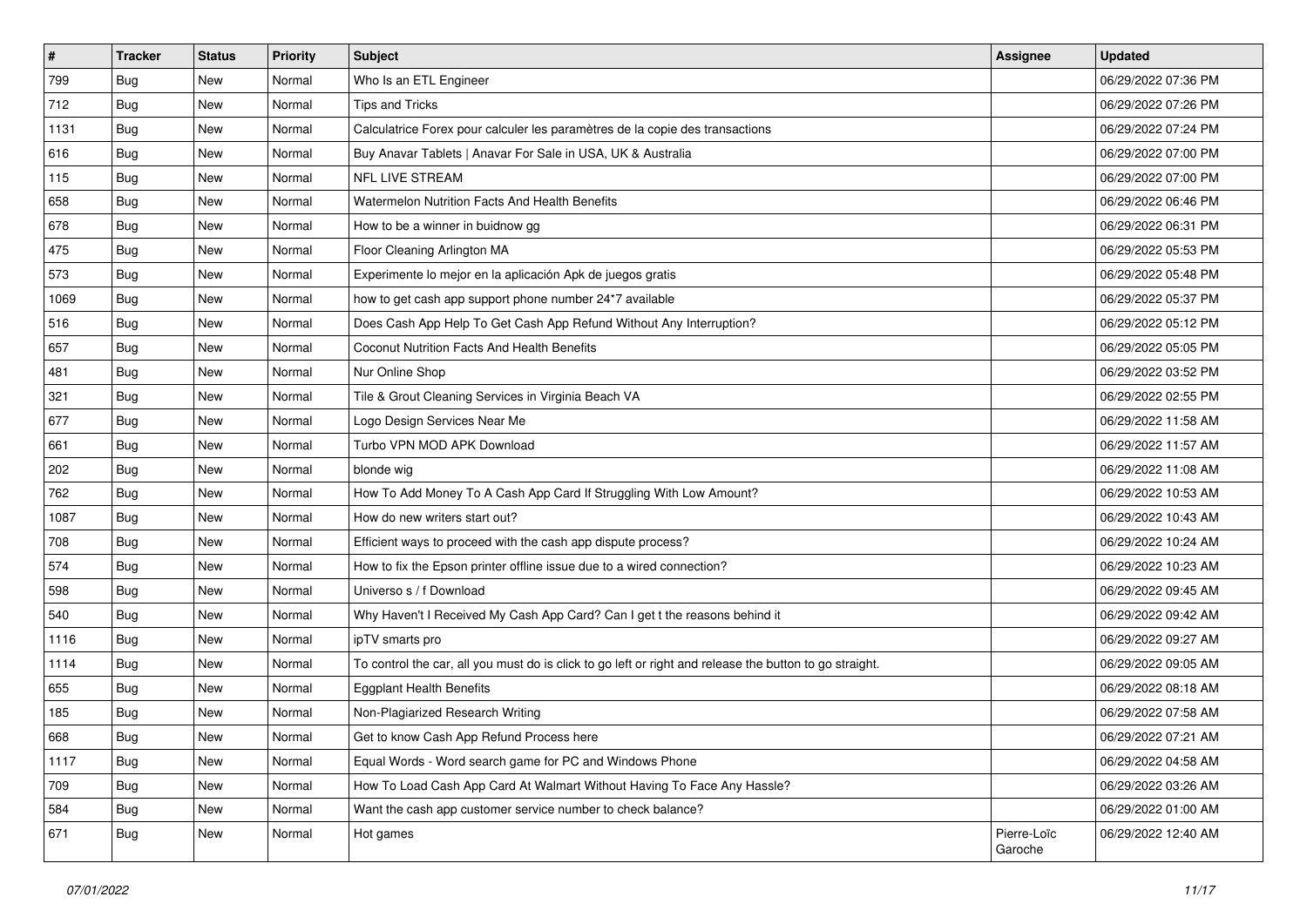| # | Tracker | Status | Priority | Subject | Assignee | Updated |
|---|---|---|---|---|---|---|
| 799 | Bug | New | Normal | Who Is an ETL Engineer | | 06/29/2022 07:36 PM |
| 712 | Bug | New | Normal | Tips and Tricks | | 06/29/2022 07:26 PM |
| 1131 | Bug | New | Normal | Calculatrice Forex pour calculer les paramètres de la copie des transactions | | 06/29/2022 07:24 PM |
| 616 | Bug | New | Normal | Buy Anavar Tablets \| Anavar For Sale in USA, UK & Australia | | 06/29/2022 07:00 PM |
| 115 | Bug | New | Normal | NFL LIVE STREAM | | 06/29/2022 07:00 PM |
| 658 | Bug | New | Normal | Watermelon Nutrition Facts And Health Benefits | | 06/29/2022 06:46 PM |
| 678 | Bug | New | Normal | How to be a winner in buidnow gg | | 06/29/2022 06:31 PM |
| 475 | Bug | New | Normal | Floor Cleaning Arlington MA | | 06/29/2022 05:53 PM |
| 573 | Bug | New | Normal | Experimente lo mejor en la aplicación Apk de juegos gratis | | 06/29/2022 05:48 PM |
| 1069 | Bug | New | Normal | how to get cash app support phone number 24*7 available | | 06/29/2022 05:37 PM |
| 516 | Bug | New | Normal | Does Cash App Help To Get Cash App Refund Without Any Interruption? | | 06/29/2022 05:12 PM |
| 657 | Bug | New | Normal | Coconut Nutrition Facts And Health Benefits | | 06/29/2022 05:05 PM |
| 481 | Bug | New | Normal | Nur Online Shop | | 06/29/2022 03:52 PM |
| 321 | Bug | New | Normal | Tile & Grout Cleaning Services in Virginia Beach VA | | 06/29/2022 02:55 PM |
| 677 | Bug | New | Normal | Logo Design Services Near Me | | 06/29/2022 11:58 AM |
| 661 | Bug | New | Normal | Turbo VPN MOD APK Download | | 06/29/2022 11:57 AM |
| 202 | Bug | New | Normal | blonde wig | | 06/29/2022 11:08 AM |
| 762 | Bug | New | Normal | How To Add Money To A Cash App Card If Struggling With Low Amount? | | 06/29/2022 10:53 AM |
| 1087 | Bug | New | Normal | How do new writers start out? | | 06/29/2022 10:43 AM |
| 708 | Bug | New | Normal | Efficient ways to proceed with the cash app dispute process? | | 06/29/2022 10:24 AM |
| 574 | Bug | New | Normal | How to fix the Epson printer offline issue due to a wired connection? | | 06/29/2022 10:23 AM |
| 598 | Bug | New | Normal | Universo s / f Download | | 06/29/2022 09:45 AM |
| 540 | Bug | New | Normal | Why Haven't I Received My Cash App Card? Can I get t the reasons behind it | | 06/29/2022 09:42 AM |
| 1116 | Bug | New | Normal | ipTV smarts pro | | 06/29/2022 09:27 AM |
| 1114 | Bug | New | Normal | To control the car, all you must do is click to go left or right and release the button to go straight. | | 06/29/2022 09:05 AM |
| 655 | Bug | New | Normal | Eggplant Health Benefits | | 06/29/2022 08:18 AM |
| 185 | Bug | New | Normal | Non-Plagiarized Research Writing | | 06/29/2022 07:58 AM |
| 668 | Bug | New | Normal | Get to know Cash App Refund Process here | | 06/29/2022 07:21 AM |
| 1117 | Bug | New | Normal | Equal Words - Word search game for PC and Windows Phone | | 06/29/2022 04:58 AM |
| 709 | Bug | New | Normal | How To Load Cash App Card At Walmart Without Having To Face Any Hassle? | | 06/29/2022 03:26 AM |
| 584 | Bug | New | Normal | Want the cash app customer service number to check balance? | | 06/29/2022 01:00 AM |
| 671 | Bug | New | Normal | Hot games | Pierre-Loïc Garoche | 06/29/2022 12:40 AM |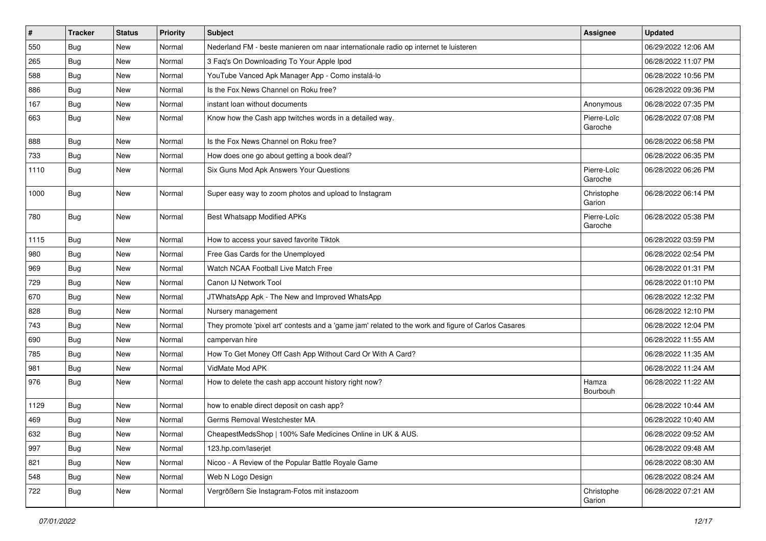| # | Tracker | Status | Priority | Subject | Assignee | Updated |
|---|---|---|---|---|---|---|
| 550 | Bug | New | Normal | Nederland FM - beste manieren om naar internationale radio op internet te luisteren | | 06/29/2022 12:06 AM |
| 265 | Bug | New | Normal | 3 Faq's On Downloading To Your Apple Ipod | | 06/28/2022 11:07 PM |
| 588 | Bug | New | Normal | YouTube Vanced Apk Manager App - Como instalá-lo | | 06/28/2022 10:56 PM |
| 886 | Bug | New | Normal | Is the Fox News Channel on Roku free? | | 06/28/2022 09:36 PM |
| 167 | Bug | New | Normal | instant loan without documents | Anonymous | 06/28/2022 07:35 PM |
| 663 | Bug | New | Normal | Know how the Cash app twitches words in a detailed way. | Pierre-Loïc Garoche | 06/28/2022 07:08 PM |
| 888 | Bug | New | Normal | Is the Fox News Channel on Roku free? | | 06/28/2022 06:58 PM |
| 733 | Bug | New | Normal | How does one go about getting a book deal? | | 06/28/2022 06:35 PM |
| 1110 | Bug | New | Normal | Six Guns Mod Apk Answers Your Questions | Pierre-Loïc Garoche | 06/28/2022 06:26 PM |
| 1000 | Bug | New | Normal | Super easy way to zoom photos and upload to Instagram | Christophe Garion | 06/28/2022 06:14 PM |
| 780 | Bug | New | Normal | Best Whatsapp Modified APKs | Pierre-Loïc Garoche | 06/28/2022 05:38 PM |
| 1115 | Bug | New | Normal | How to access your saved favorite Tiktok | | 06/28/2022 03:59 PM |
| 980 | Bug | New | Normal | Free Gas Cards for the Unemployed | | 06/28/2022 02:54 PM |
| 969 | Bug | New | Normal | Watch NCAA Football Live Match Free | | 06/28/2022 01:31 PM |
| 729 | Bug | New | Normal | Canon IJ Network Tool | | 06/28/2022 01:10 PM |
| 670 | Bug | New | Normal | JTWhatsApp Apk - The New and Improved WhatsApp | | 06/28/2022 12:32 PM |
| 828 | Bug | New | Normal | Nursery management | | 06/28/2022 12:10 PM |
| 743 | Bug | New | Normal | They promote 'pixel art' contests and a 'game jam' related to the work and figure of Carlos Casares | | 06/28/2022 12:04 PM |
| 690 | Bug | New | Normal | campervan hire | | 06/28/2022 11:55 AM |
| 785 | Bug | New | Normal | How To Get Money Off Cash App Without Card Or With A Card? | | 06/28/2022 11:35 AM |
| 981 | Bug | New | Normal | VidMate Mod APK | | 06/28/2022 11:24 AM |
| 976 | Bug | New | Normal | How to delete the cash app account history right now? | Hamza Bourbouh | 06/28/2022 11:22 AM |
| 1129 | Bug | New | Normal | how to enable direct deposit on cash app? | | 06/28/2022 10:44 AM |
| 469 | Bug | New | Normal | Germs Removal Westchester MA | | 06/28/2022 10:40 AM |
| 632 | Bug | New | Normal | CheapestMedsShop \| 100% Safe Medicines Online in UK & AUS. | | 06/28/2022 09:52 AM |
| 997 | Bug | New | Normal | 123.hp.com/laserjet | | 06/28/2022 09:48 AM |
| 821 | Bug | New | Normal | Nicoo - A Review of the Popular Battle Royale Game | | 06/28/2022 08:30 AM |
| 548 | Bug | New | Normal | Web N Logo Design | | 06/28/2022 08:24 AM |
| 722 | Bug | New | Normal | Vergrößern Sie Instagram-Fotos mit instazoom | Christophe Garion | 06/28/2022 07:21 AM |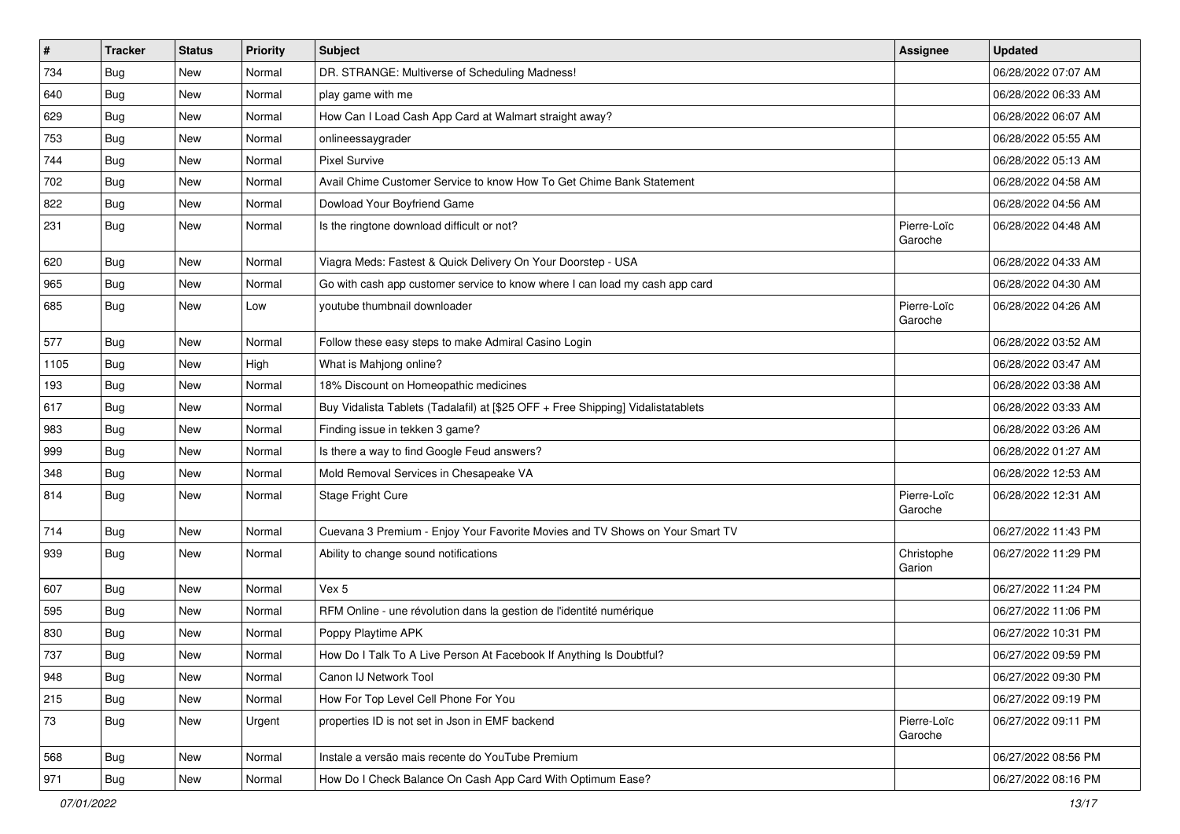| # | Tracker | Status | Priority | Subject | Assignee | Updated |
|---|---|---|---|---|---|---|
| 734 | Bug | New | Normal | DR. STRANGE: Multiverse of Scheduling Madness! | | 06/28/2022 07:07 AM |
| 640 | Bug | New | Normal | play game with me | | 06/28/2022 06:33 AM |
| 629 | Bug | New | Normal | How Can I Load Cash App Card at Walmart straight away? | | 06/28/2022 06:07 AM |
| 753 | Bug | New | Normal | onlineessaygrader | | 06/28/2022 05:55 AM |
| 744 | Bug | New | Normal | Pixel Survive | | 06/28/2022 05:13 AM |
| 702 | Bug | New | Normal | Avail Chime Customer Service to know How To Get Chime Bank Statement | | 06/28/2022 04:58 AM |
| 822 | Bug | New | Normal | Dowload Your Boyfriend Game | | 06/28/2022 04:56 AM |
| 231 | Bug | New | Normal | Is the ringtone download difficult or not? | Pierre-Loïc Garoche | 06/28/2022 04:48 AM |
| 620 | Bug | New | Normal | Viagra Meds: Fastest & Quick Delivery On Your Doorstep - USA | | 06/28/2022 04:33 AM |
| 965 | Bug | New | Normal | Go with cash app customer service to know where I can load my cash app card | | 06/28/2022 04:30 AM |
| 685 | Bug | New | Low | youtube thumbnail downloader | Pierre-Loïc Garoche | 06/28/2022 04:26 AM |
| 577 | Bug | New | Normal | Follow these easy steps to make Admiral Casino Login | | 06/28/2022 03:52 AM |
| 1105 | Bug | New | High | What is Mahjong online? | | 06/28/2022 03:47 AM |
| 193 | Bug | New | Normal | 18% Discount on Homeopathic medicines | | 06/28/2022 03:38 AM |
| 617 | Bug | New | Normal | Buy Vidalista Tablets (Tadalafil) at [$25 OFF + Free Shipping] Vidalistatablets | | 06/28/2022 03:33 AM |
| 983 | Bug | New | Normal | Finding issue in tekken 3 game? | | 06/28/2022 03:26 AM |
| 999 | Bug | New | Normal | Is there a way to find Google Feud answers? | | 06/28/2022 01:27 AM |
| 348 | Bug | New | Normal | Mold Removal Services in Chesapeake VA | | 06/28/2022 12:53 AM |
| 814 | Bug | New | Normal | Stage Fright Cure | Pierre-Loïc Garoche | 06/28/2022 12:31 AM |
| 714 | Bug | New | Normal | Cuevana 3 Premium - Enjoy Your Favorite Movies and TV Shows on Your Smart TV | | 06/27/2022 11:43 PM |
| 939 | Bug | New | Normal | Ability to change sound notifications | Christophe Garion | 06/27/2022 11:29 PM |
| 607 | Bug | New | Normal | Vex 5 | | 06/27/2022 11:24 PM |
| 595 | Bug | New | Normal | RFM Online - une révolution dans la gestion de l'identité numérique | | 06/27/2022 11:06 PM |
| 830 | Bug | New | Normal | Poppy Playtime APK | | 06/27/2022 10:31 PM |
| 737 | Bug | New | Normal | How Do I Talk To A Live Person At Facebook If Anything Is Doubtful? | | 06/27/2022 09:59 PM |
| 948 | Bug | New | Normal | Canon IJ Network Tool | | 06/27/2022 09:30 PM |
| 215 | Bug | New | Normal | How For Top Level Cell Phone For You | | 06/27/2022 09:19 PM |
| 73 | Bug | New | Urgent | properties ID is not set in Json in EMF backend | Pierre-Loïc Garoche | 06/27/2022 09:11 PM |
| 568 | Bug | New | Normal | Instale a versão mais recente do YouTube Premium | | 06/27/2022 08:56 PM |
| 971 | Bug | New | Normal | How Do I Check Balance On Cash App Card With Optimum Ease? | | 06/27/2022 08:16 PM |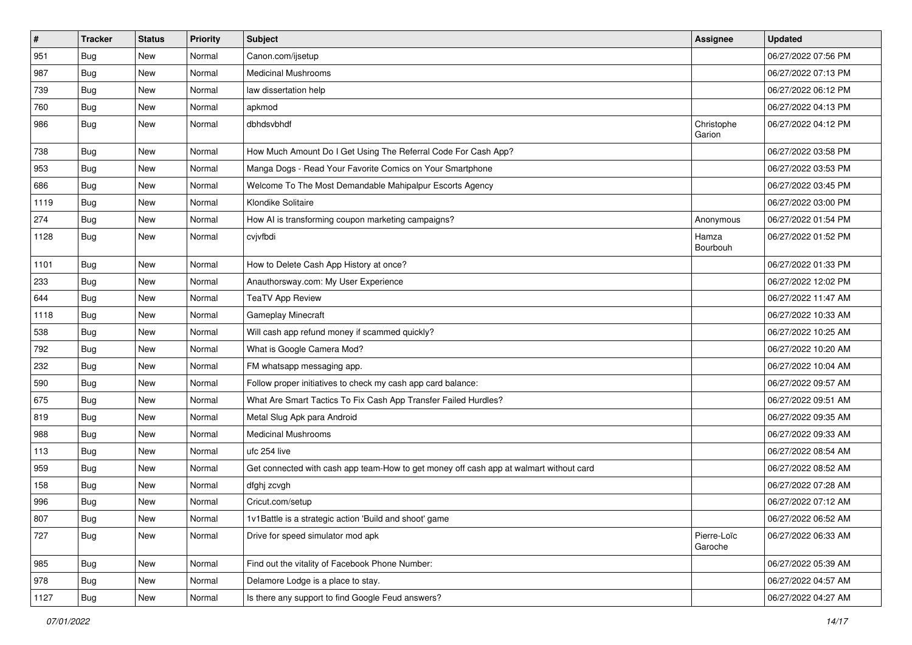| # | Tracker | Status | Priority | Subject | Assignee | Updated |
|---|---|---|---|---|---|---|
| 951 | Bug | New | Normal | Canon.com/ijsetup | | 06/27/2022 07:56 PM |
| 987 | Bug | New | Normal | Medicinal Mushrooms | | 06/27/2022 07:13 PM |
| 739 | Bug | New | Normal | law dissertation help | | 06/27/2022 06:12 PM |
| 760 | Bug | New | Normal | apkmod | | 06/27/2022 04:13 PM |
| 986 | Bug | New | Normal | dbhdsvbhdf | Christophe Garion | 06/27/2022 04:12 PM |
| 738 | Bug | New | Normal | How Much Amount Do I Get Using The Referral Code For Cash App? | | 06/27/2022 03:58 PM |
| 953 | Bug | New | Normal | Manga Dogs - Read Your Favorite Comics on Your Smartphone | | 06/27/2022 03:53 PM |
| 686 | Bug | New | Normal | Welcome To The Most Demandable Mahipalpur Escorts Agency | | 06/27/2022 03:45 PM |
| 1119 | Bug | New | Normal | Klondike Solitaire | | 06/27/2022 03:00 PM |
| 274 | Bug | New | Normal | How AI is transforming coupon marketing campaigns? | Anonymous | 06/27/2022 01:54 PM |
| 1128 | Bug | New | Normal | cvjvfbdi | Hamza Bourbouh | 06/27/2022 01:52 PM |
| 1101 | Bug | New | Normal | How to Delete Cash App History at once? | | 06/27/2022 01:33 PM |
| 233 | Bug | New | Normal | Anauthorsway.com: My User Experience | | 06/27/2022 12:02 PM |
| 644 | Bug | New | Normal | TeaTV App Review | | 06/27/2022 11:47 AM |
| 1118 | Bug | New | Normal | Gameplay Minecraft | | 06/27/2022 10:33 AM |
| 538 | Bug | New | Normal | Will cash app refund money if scammed quickly? | | 06/27/2022 10:25 AM |
| 792 | Bug | New | Normal | What is Google Camera Mod? | | 06/27/2022 10:20 AM |
| 232 | Bug | New | Normal | FM whatsapp messaging app. | | 06/27/2022 10:04 AM |
| 590 | Bug | New | Normal | Follow proper initiatives to check my cash app card balance: | | 06/27/2022 09:57 AM |
| 675 | Bug | New | Normal | What Are Smart Tactics To Fix Cash App Transfer Failed Hurdles? | | 06/27/2022 09:51 AM |
| 819 | Bug | New | Normal | Metal Slug Apk para Android | | 06/27/2022 09:35 AM |
| 988 | Bug | New | Normal | Medicinal Mushrooms | | 06/27/2022 09:33 AM |
| 113 | Bug | New | Normal | ufc 254 live | | 06/27/2022 08:54 AM |
| 959 | Bug | New | Normal | Get connected with cash app team-How to get money off cash app at walmart without card | | 06/27/2022 08:52 AM |
| 158 | Bug | New | Normal | dfghj zcvgh | | 06/27/2022 07:28 AM |
| 996 | Bug | New | Normal | Cricut.com/setup | | 06/27/2022 07:12 AM |
| 807 | Bug | New | Normal | 1v1Battle is a strategic action 'Build and shoot' game | | 06/27/2022 06:52 AM |
| 727 | Bug | New | Normal | Drive for speed simulator mod apk | Pierre-Loïc Garoche | 06/27/2022 06:33 AM |
| 985 | Bug | New | Normal | Find out the vitality of Facebook Phone Number: | | 06/27/2022 05:39 AM |
| 978 | Bug | New | Normal | Delamore Lodge is a place to stay. | | 06/27/2022 04:57 AM |
| 1127 | Bug | New | Normal | Is there any support to find Google Feud answers? | | 06/27/2022 04:27 AM |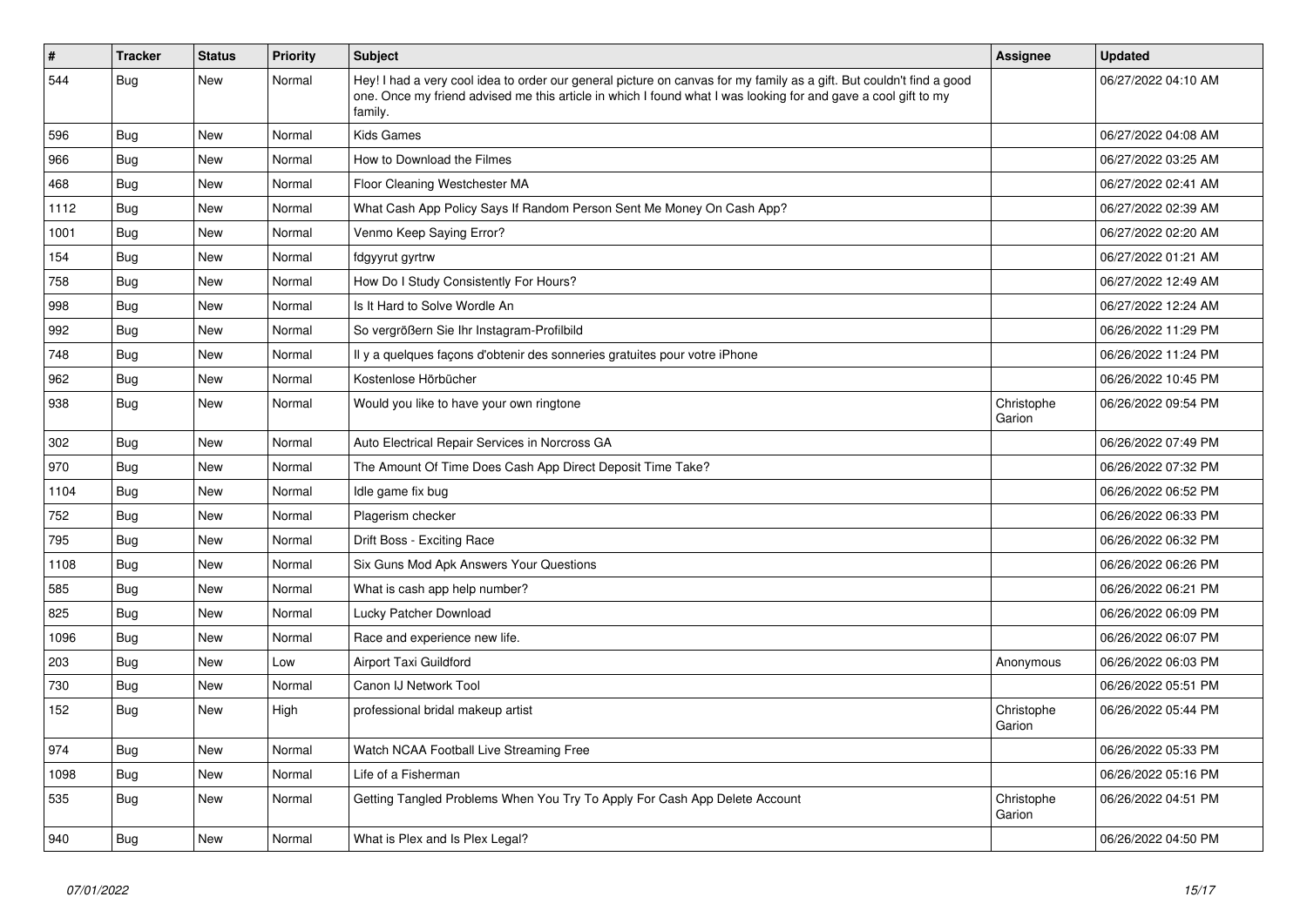| # | Tracker | Status | Priority | Subject | Assignee | Updated |
| --- | --- | --- | --- | --- | --- | --- |
| 544 | Bug | New | Normal | Hey! I had a very cool idea to order our general picture on canvas for my family as a gift. But couldn't find a good one. Once my friend advised me this article in which I found what I was looking for and gave a cool gift to my family. |  | 06/27/2022 04:10 AM |
| 596 | Bug | New | Normal | Kids Games |  | 06/27/2022 04:08 AM |
| 966 | Bug | New | Normal | How to Download the Filmes |  | 06/27/2022 03:25 AM |
| 468 | Bug | New | Normal | Floor Cleaning Westchester MA |  | 06/27/2022 02:41 AM |
| 1112 | Bug | New | Normal | What Cash App Policy Says If Random Person Sent Me Money On Cash App? |  | 06/27/2022 02:39 AM |
| 1001 | Bug | New | Normal | Venmo Keep Saying Error? |  | 06/27/2022 02:20 AM |
| 154 | Bug | New | Normal | fdgyyrut gyrtrw |  | 06/27/2022 01:21 AM |
| 758 | Bug | New | Normal | How Do I Study Consistently For Hours? |  | 06/27/2022 12:49 AM |
| 998 | Bug | New | Normal | Is It Hard to Solve Wordle An |  | 06/27/2022 12:24 AM |
| 992 | Bug | New | Normal | So vergrößern Sie Ihr Instagram-Profilbild |  | 06/26/2022 11:29 PM |
| 748 | Bug | New | Normal | Il y a quelques façons d'obtenir des sonneries gratuites pour votre iPhone |  | 06/26/2022 11:24 PM |
| 962 | Bug | New | Normal | Kostenlose Hörbücher |  | 06/26/2022 10:45 PM |
| 938 | Bug | New | Normal | Would you like to have your own ringtone | Christophe Garion | 06/26/2022 09:54 PM |
| 302 | Bug | New | Normal | Auto Electrical Repair Services in Norcross GA |  | 06/26/2022 07:49 PM |
| 970 | Bug | New | Normal | The Amount Of Time Does Cash App Direct Deposit Time Take? |  | 06/26/2022 07:32 PM |
| 1104 | Bug | New | Normal | Idle game fix bug |  | 06/26/2022 06:52 PM |
| 752 | Bug | New | Normal | Plagerism checker |  | 06/26/2022 06:33 PM |
| 795 | Bug | New | Normal | Drift Boss - Exciting Race |  | 06/26/2022 06:32 PM |
| 1108 | Bug | New | Normal | Six Guns Mod Apk Answers Your Questions |  | 06/26/2022 06:26 PM |
| 585 | Bug | New | Normal | What is cash app help number? |  | 06/26/2022 06:21 PM |
| 825 | Bug | New | Normal | Lucky Patcher Download |  | 06/26/2022 06:09 PM |
| 1096 | Bug | New | Normal | Race and experience new life. |  | 06/26/2022 06:07 PM |
| 203 | Bug | New | Low | Airport Taxi Guildford | Anonymous | 06/26/2022 06:03 PM |
| 730 | Bug | New | Normal | Canon IJ Network Tool |  | 06/26/2022 05:51 PM |
| 152 | Bug | New | High | professional bridal makeup artist | Christophe Garion | 06/26/2022 05:44 PM |
| 974 | Bug | New | Normal | Watch NCAA Football Live Streaming Free |  | 06/26/2022 05:33 PM |
| 1098 | Bug | New | Normal | Life of a Fisherman |  | 06/26/2022 05:16 PM |
| 535 | Bug | New | Normal | Getting Tangled Problems When You Try To Apply For Cash App Delete Account | Christophe Garion | 06/26/2022 04:51 PM |
| 940 | Bug | New | Normal | What is Plex and Is Plex Legal? |  | 06/26/2022 04:50 PM |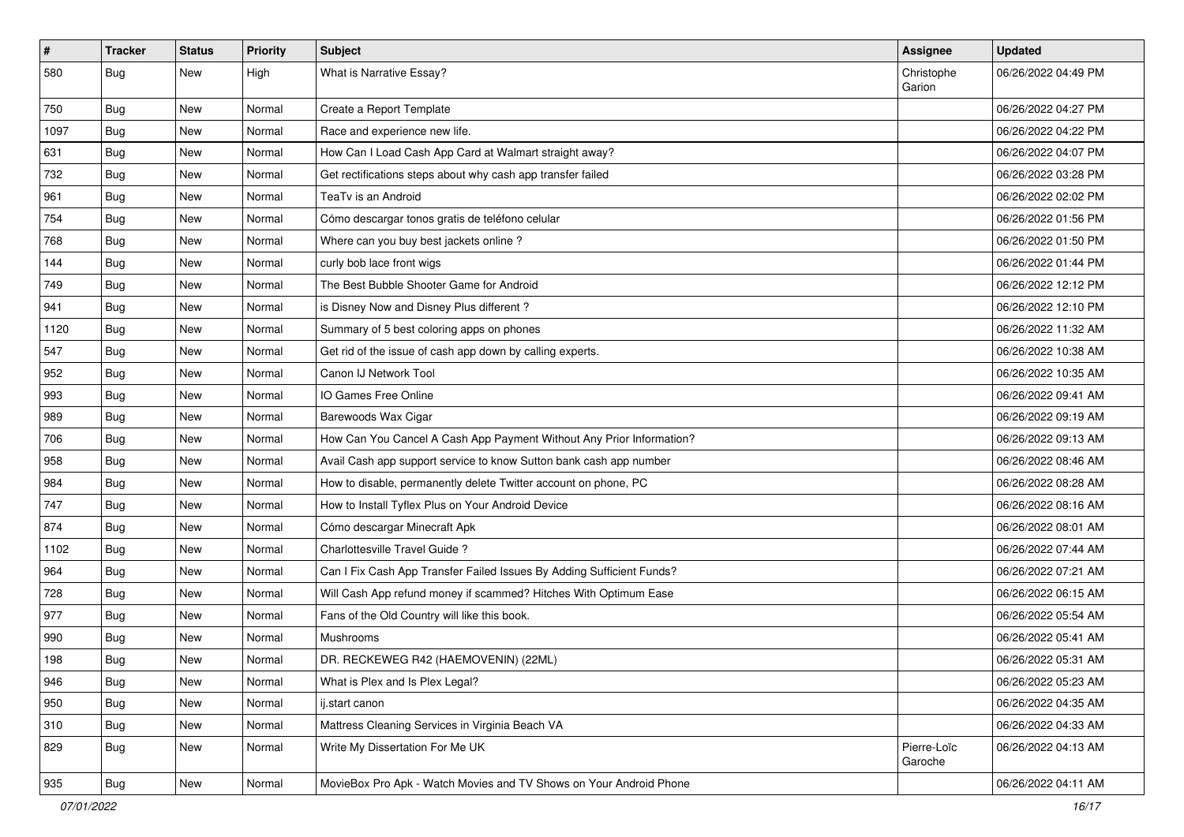| # | Tracker | Status | Priority | Subject | Assignee | Updated |
|---|---|---|---|---|---|---|
| 580 | Bug | New | High | What is Narrative Essay? | Christophe Garion | 06/26/2022 04:49 PM |
| 750 | Bug | New | Normal | Create a Report Template | | 06/26/2022 04:27 PM |
| 1097 | Bug | New | Normal | Race and experience new life. | | 06/26/2022 04:22 PM |
| 631 | Bug | New | Normal | How Can I Load Cash App Card at Walmart straight away? | | 06/26/2022 04:07 PM |
| 732 | Bug | New | Normal | Get rectifications steps about why cash app transfer failed | | 06/26/2022 03:28 PM |
| 961 | Bug | New | Normal | TeaTv is an Android | | 06/26/2022 02:02 PM |
| 754 | Bug | New | Normal | Cómo descargar tonos gratis de teléfono celular | | 06/26/2022 01:56 PM |
| 768 | Bug | New | Normal | Where can you buy best jackets online ? | | 06/26/2022 01:50 PM |
| 144 | Bug | New | Normal | curly bob lace front wigs | | 06/26/2022 01:44 PM |
| 749 | Bug | New | Normal | The Best Bubble Shooter Game for Android | | 06/26/2022 12:12 PM |
| 941 | Bug | New | Normal | is Disney Now and Disney Plus different ? | | 06/26/2022 12:10 PM |
| 1120 | Bug | New | Normal | Summary of 5 best coloring apps on phones | | 06/26/2022 11:32 AM |
| 547 | Bug | New | Normal | Get rid of the issue of cash app down by calling experts. | | 06/26/2022 10:38 AM |
| 952 | Bug | New | Normal | Canon IJ Network Tool | | 06/26/2022 10:35 AM |
| 993 | Bug | New | Normal | IO Games Free Online | | 06/26/2022 09:41 AM |
| 989 | Bug | New | Normal | Barewoods Wax Cigar | | 06/26/2022 09:19 AM |
| 706 | Bug | New | Normal | How Can You Cancel A Cash App Payment Without Any Prior Information? | | 06/26/2022 09:13 AM |
| 958 | Bug | New | Normal | Avail Cash app support service to know Sutton bank cash app number | | 06/26/2022 08:46 AM |
| 984 | Bug | New | Normal | How to disable, permanently delete Twitter account on phone, PC | | 06/26/2022 08:28 AM |
| 747 | Bug | New | Normal | How to Install Tyflex Plus on Your Android Device | | 06/26/2022 08:16 AM |
| 874 | Bug | New | Normal | Cómo descargar Minecraft Apk | | 06/26/2022 08:01 AM |
| 1102 | Bug | New | Normal | Charlottesville Travel Guide ? | | 06/26/2022 07:44 AM |
| 964 | Bug | New | Normal | Can I Fix Cash App Transfer Failed Issues By Adding Sufficient Funds? | | 06/26/2022 07:21 AM |
| 728 | Bug | New | Normal | Will Cash App refund money if scammed? Hitches With Optimum Ease | | 06/26/2022 06:15 AM |
| 977 | Bug | New | Normal | Fans of the Old Country will like this book. | | 06/26/2022 05:54 AM |
| 990 | Bug | New | Normal | Mushrooms | | 06/26/2022 05:41 AM |
| 198 | Bug | New | Normal | DR. RECKEWEG R42 (HAEMOVENIN) (22ML) | | 06/26/2022 05:31 AM |
| 946 | Bug | New | Normal | What is Plex and Is Plex Legal? | | 06/26/2022 05:23 AM |
| 950 | Bug | New | Normal | ij.start canon | | 06/26/2022 04:35 AM |
| 310 | Bug | New | Normal | Mattress Cleaning Services in Virginia Beach VA | | 06/26/2022 04:33 AM |
| 829 | Bug | New | Normal | Write My Dissertation For Me UK | Pierre-Loïc Garoche | 06/26/2022 04:13 AM |
| 935 | Bug | New | Normal | MovieBox Pro Apk - Watch Movies and TV Shows on Your Android Phone | | 06/26/2022 04:11 AM |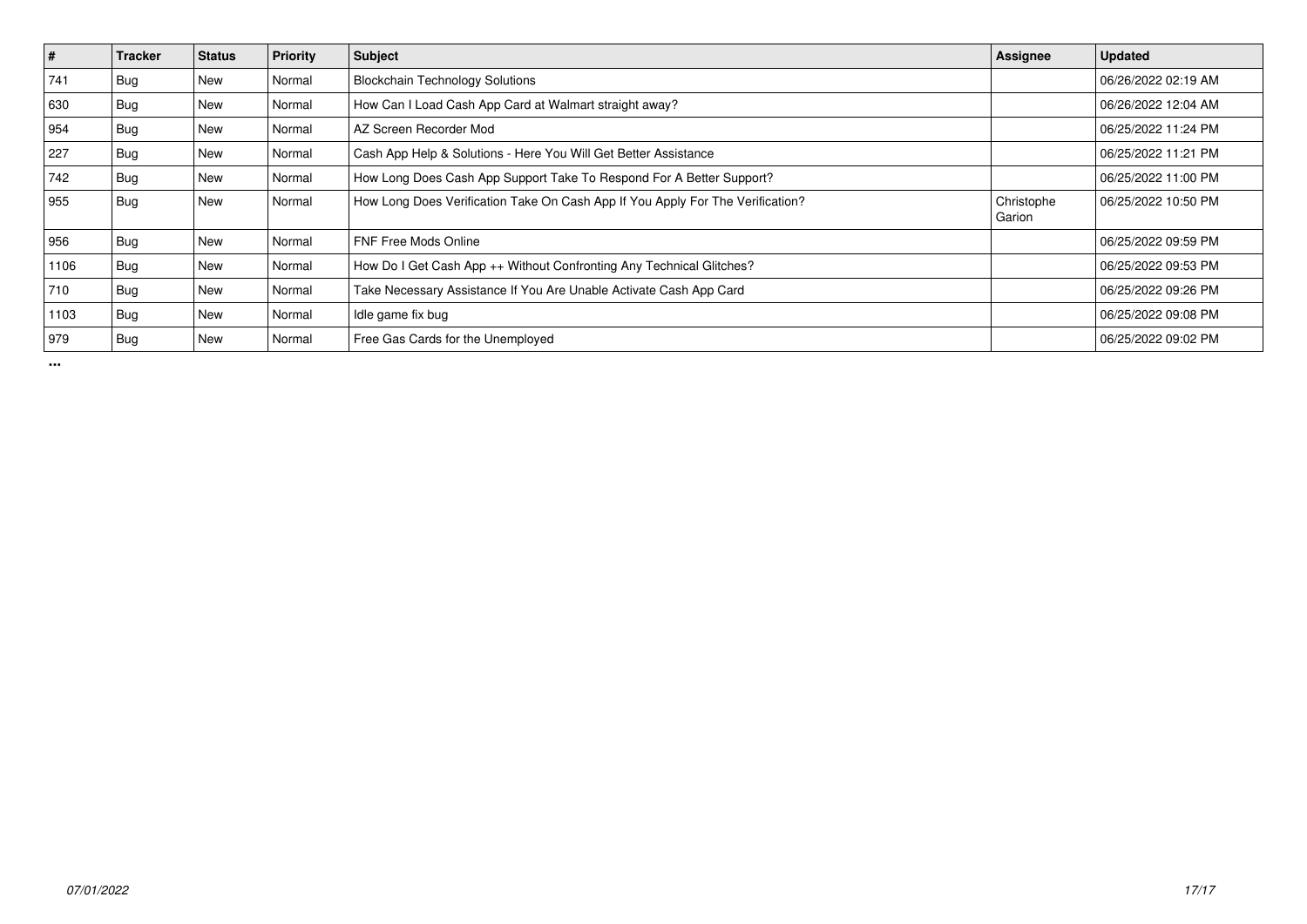| # | Tracker | Status | Priority | Subject | Assignee | Updated |
|---|---|---|---|---|---|---|
| 741 | Bug | New | Normal | Blockchain Technology Solutions | | 06/26/2022 02:19 AM |
| 630 | Bug | New | Normal | How Can I Load Cash App Card at Walmart straight away? | | 06/26/2022 12:04 AM |
| 954 | Bug | New | Normal | AZ Screen Recorder Mod | | 06/25/2022 11:24 PM |
| 227 | Bug | New | Normal | Cash App Help & Solutions - Here You Will Get Better Assistance | | 06/25/2022 11:21 PM |
| 742 | Bug | New | Normal | How Long Does Cash App Support Take To Respond For A Better Support? | | 06/25/2022 11:00 PM |
| 955 | Bug | New | Normal | How Long Does Verification Take On Cash App If You Apply For The Verification? | Christophe Garion | 06/25/2022 10:50 PM |
| 956 | Bug | New | Normal | FNF Free Mods Online | | 06/25/2022 09:59 PM |
| 1106 | Bug | New | Normal | How Do I Get Cash App ++ Without Confronting Any Technical Glitches? | | 06/25/2022 09:53 PM |
| 710 | Bug | New | Normal | Take Necessary Assistance If You Are Unable Activate Cash App Card | | 06/25/2022 09:26 PM |
| 1103 | Bug | New | Normal | Idle game fix bug | | 06/25/2022 09:08 PM |
| 979 | Bug | New | Normal | Free Gas Cards for the Unemployed | | 06/25/2022 09:02 PM |

...